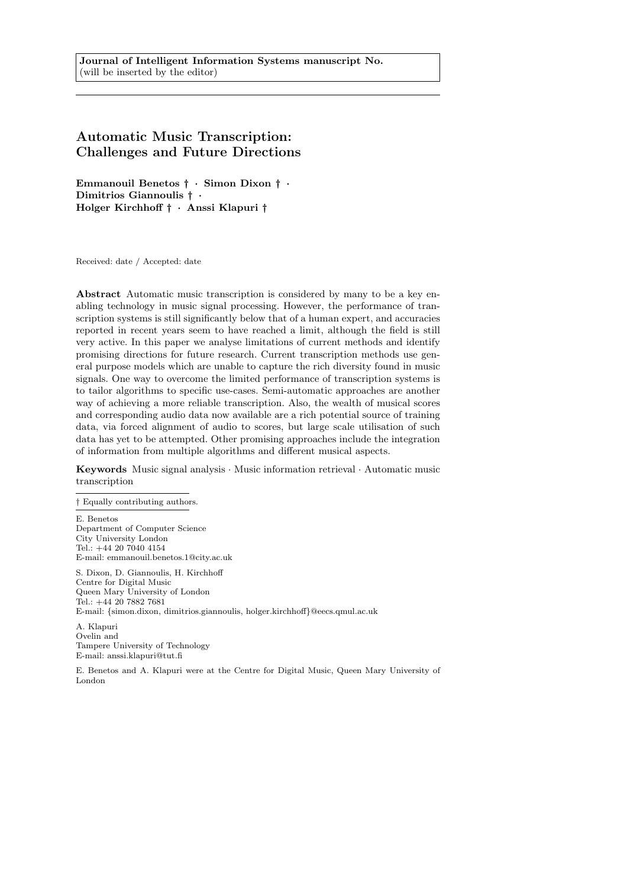**Journal of Intelligent Information Systems manuscript No.**
(will be inserted by the editor)

# Automatic Music Transcription: Challenges and Future Directions

**Emmanouil Benetos † · Simon Dixon † · Dimitrios Giannoulis † · Holger Kirchhoff † · Anssi Klapuri †**

Received: date / Accepted: date

**Abstract** Automatic music transcription is considered by many to be a key enabling technology in music signal processing. However, the performance of transcription systems is still significantly below that of a human expert, and accuracies reported in recent years seem to have reached a limit, although the field is still very active. In this paper we analyse limitations of current methods and identify promising directions for future research. Current transcription methods use general purpose models which are unable to capture the rich diversity found in music signals. One way to overcome the limited performance of transcription systems is to tailor algorithms to specific use-cases. Semi-automatic approaches are another way of achieving a more reliable transcription. Also, the wealth of musical scores and corresponding audio data now available are a rich potential source of training data, via forced alignment of audio to scores, but large scale utilisation of such data has yet to be attempted. Other promising approaches include the integration of information from multiple algorithms and different musical aspects.

**Keywords** Music signal analysis · Music information retrieval · Automatic music transcription

† Equally contributing authors.

E. Benetos
Department of Computer Science
City University London
Tel.: +44 20 7040 4154
E-mail: emmanouil.benetos.1@city.ac.uk

S. Dixon, D. Giannoulis, H. Kirchhoff
Centre for Digital Music
Queen Mary University of London
Tel.: +44 20 7882 7681
E-mail: {simon.dixon, dimitrios.giannoulis, holger.kirchhoff}@eecs.qmul.ac.uk

A. Klapuri
Ovelin and
Tampere University of Technology
E-mail: anssi.klapuri@tut.fi

E. Benetos and A. Klapuri were at the Centre for Digital Music, Queen Mary University of London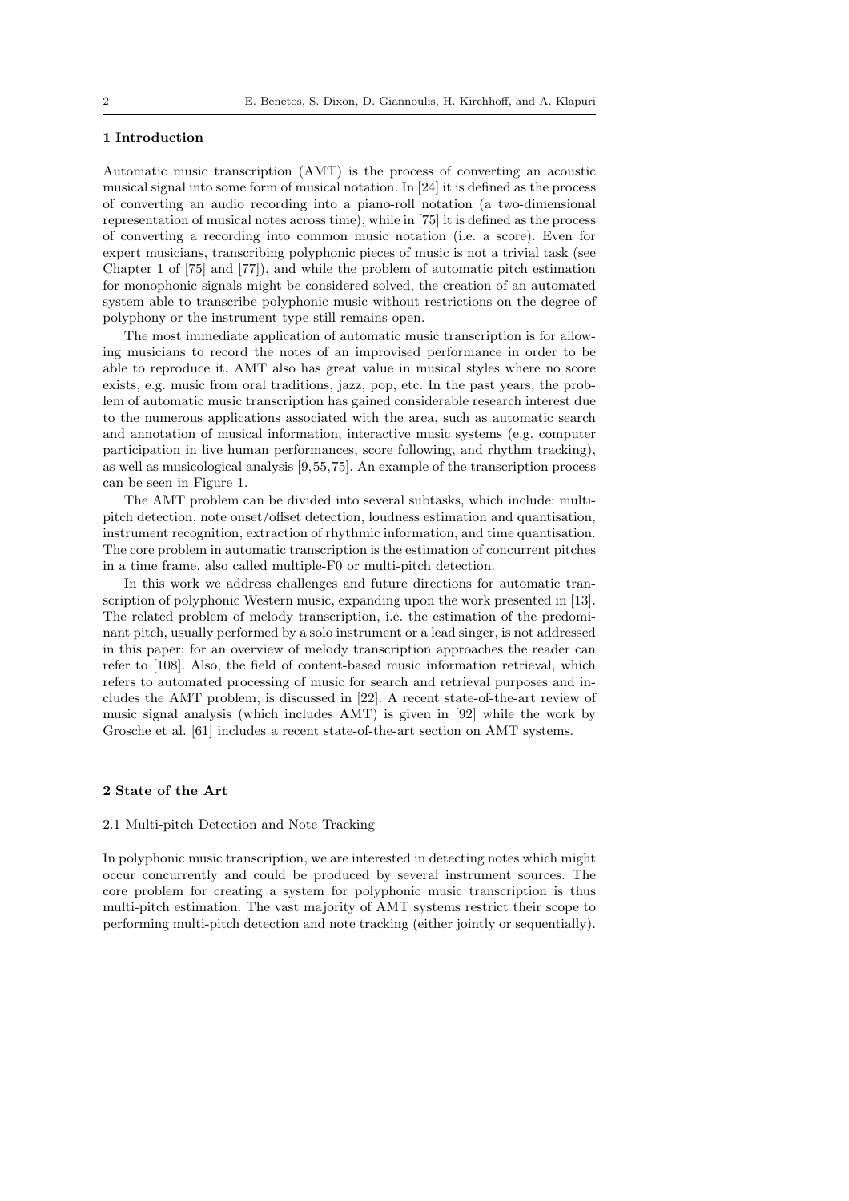## 1 Introduction

Automatic music transcription (AMT) is the process of converting an acoustic musical signal into some form of musical notation. In [24] it is defined as the process of converting an audio recording into a piano-roll notation (a two-dimensional representation of musical notes across time), while in [75] it is defined as the process of converting a recording into common music notation (i.e. a score). Even for expert musicians, transcribing polyphonic pieces of music is not a trivial task (see Chapter 1 of [75] and [77]), and while the problem of automatic pitch estimation for monophonic signals might be considered solved, the creation of an automated system able to transcribe polyphonic music without restrictions on the degree of polyphony or the instrument type still remains open.

The most immediate application of automatic music transcription is for allowing musicians to record the notes of an improvised performance in order to be able to reproduce it. AMT also has great value in musical styles where no score exists, e.g. music from oral traditions, jazz, pop, etc. In the past years, the problem of automatic music transcription has gained considerable research interest due to the numerous applications associated with the area, such as automatic search and annotation of musical information, interactive music systems (e.g. computer participation in live human performances, score following, and rhythm tracking), as well as musicological analysis [9,55,75]. An example of the transcription process can be seen in Figure 1.

The AMT problem can be divided into several subtasks, which include: multi-pitch detection, note onset/offset detection, loudness estimation and quantisation, instrument recognition, extraction of rhythmic information, and time quantisation. The core problem in automatic transcription is the estimation of concurrent pitches in a time frame, also called multiple-F0 or multi-pitch detection.

In this work we address challenges and future directions for automatic transcription of polyphonic Western music, expanding upon the work presented in [13]. The related problem of melody transcription, i.e. the estimation of the predominant pitch, usually performed by a solo instrument or a lead singer, is not addressed in this paper; for an overview of melody transcription approaches the reader can refer to [108]. Also, the field of content-based music information retrieval, which refers to automated processing of music for search and retrieval purposes and includes the AMT problem, is discussed in [22]. A recent state-of-the-art review of music signal analysis (which includes AMT) is given in [92] while the work by Grosche et al. [61] includes a recent state-of-the-art section on AMT systems.

## 2 State of the Art

### 2.1 Multi-pitch Detection and Note Tracking

In polyphonic music transcription, we are interested in detecting notes which might occur concurrently and could be produced by several instrument sources. The core problem for creating a system for polyphonic music transcription is thus multi-pitch estimation. The vast majority of AMT systems restrict their scope to performing multi-pitch detection and note tracking (either jointly or sequentially).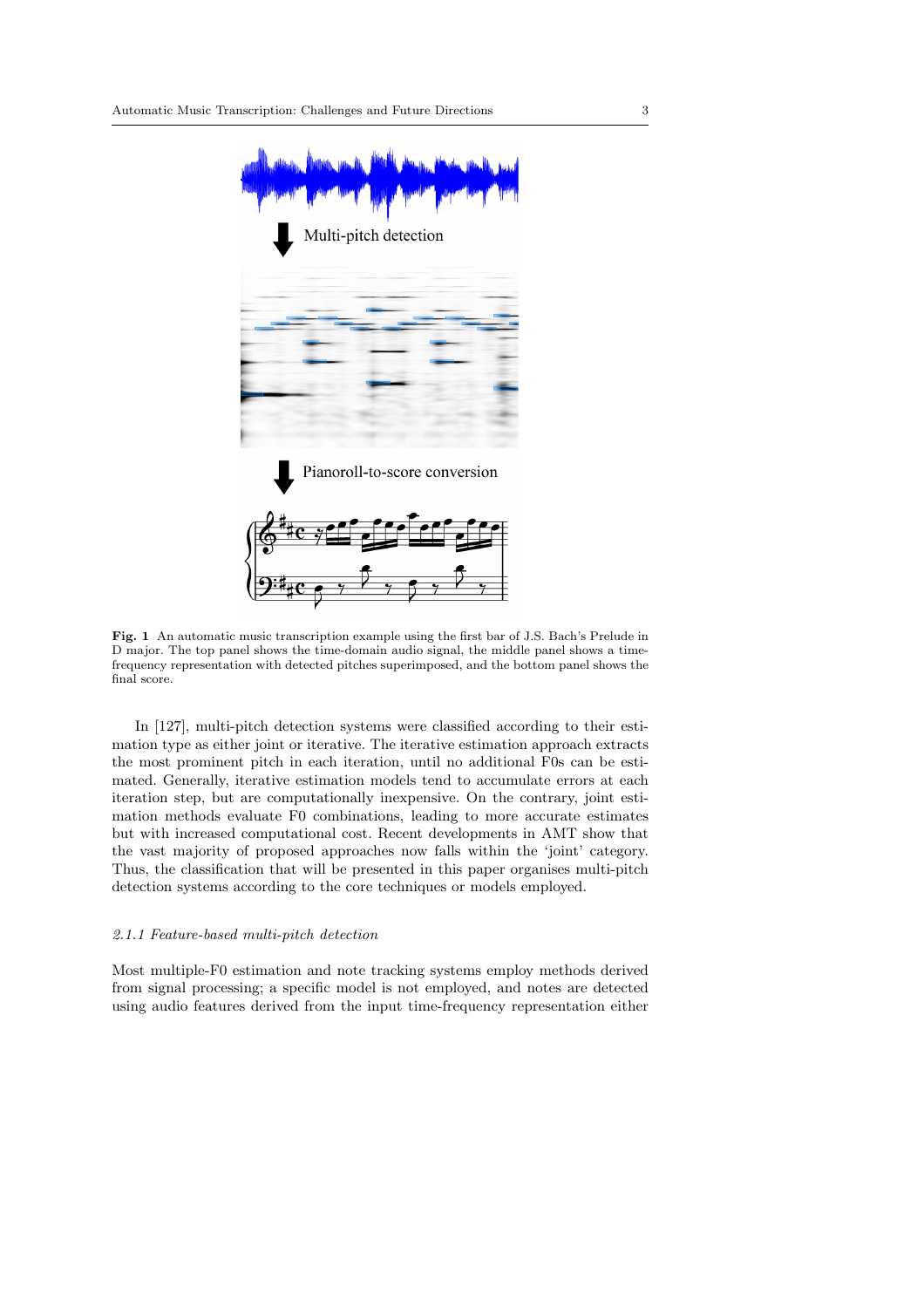**Fig. 1** An automatic music transcription example using the first bar of J.S. Bach's Prelude in D major. The top panel shows the time-domain audio signal, the middle panel shows a time-frequency representation with detected pitches superimposed, and the bottom panel shows the final score.

In [127], multi-pitch detection systems were classified according to their estimation type as either joint or iterative. The iterative estimation approach extracts the most prominent pitch in each iteration, until no additional F0s can be estimated. Generally, iterative estimation models tend to accumulate errors at each iteration step, but are computationally inexpensive. On the contrary, joint estimation methods evaluate F0 combinations, leading to more accurate estimates but with increased computational cost. Recent developments in AMT show that the vast majority of proposed approaches now falls within the 'joint' category. Thus, the classification that will be presented in this paper organises multi-pitch detection systems according to the core techniques or models employed.

#### *2.1.1 Feature-based multi-pitch detection*

Most multiple-F0 estimation and note tracking systems employ methods derived from signal processing; a specific model is not employed, and notes are detected using audio features derived from the input time-frequency representation either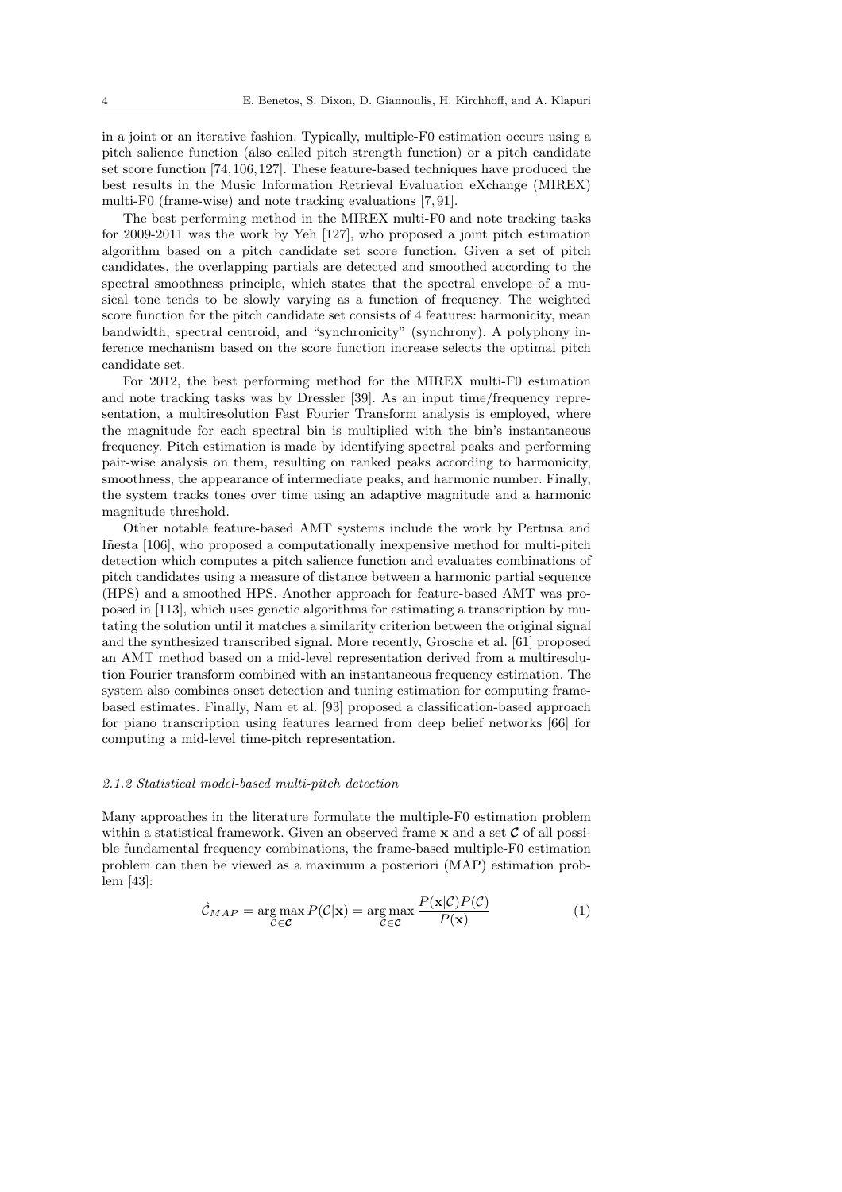in a joint or an iterative fashion. Typically, multiple-F0 estimation occurs using a pitch salience function (also called pitch strength function) or a pitch candidate set score function [74, 106, 127]. These feature-based techniques have produced the best results in the Music Information Retrieval Evaluation eXchange (MIREX) multi-F0 (frame-wise) and note tracking evaluations [7, 91].

The best performing method in the MIREX multi-F0 and note tracking tasks for 2009-2011 was the work by Yeh [127], who proposed a joint pitch estimation algorithm based on a pitch candidate set score function. Given a set of pitch candidates, the overlapping partials are detected and smoothed according to the spectral smoothness principle, which states that the spectral envelope of a musical tone tends to be slowly varying as a function of frequency. The weighted score function for the pitch candidate set consists of 4 features: harmonicity, mean bandwidth, spectral centroid, and "synchronicity" (synchrony). A polyphony inference mechanism based on the score function increase selects the optimal pitch candidate set.

For 2012, the best performing method for the MIREX multi-F0 estimation and note tracking tasks was by Dressler [39]. As an input time/frequency representation, a multiresolution Fast Fourier Transform analysis is employed, where the magnitude for each spectral bin is multiplied with the bin's instantaneous frequency. Pitch estimation is made by identifying spectral peaks and performing pair-wise analysis on them, resulting on ranked peaks according to harmonicity, smoothness, the appearance of intermediate peaks, and harmonic number. Finally, the system tracks tones over time using an adaptive magnitude and a harmonic magnitude threshold.

Other notable feature-based AMT systems include the work by Pertusa and Iñesta [106], who proposed a computationally inexpensive method for multi-pitch detection which computes a pitch salience function and evaluates combinations of pitch candidates using a measure of distance between a harmonic partial sequence (HPS) and a smoothed HPS. Another approach for feature-based AMT was proposed in [113], which uses genetic algorithms for estimating a transcription by mutating the solution until it matches a similarity criterion between the original signal and the synthesized transcribed signal. More recently, Grosche et al. [61] proposed an AMT method based on a mid-level representation derived from a multiresolution Fourier transform combined with an instantaneous frequency estimation. The system also combines onset detection and tuning estimation for computing frame-based estimates. Finally, Nam et al. [93] proposed a classification-based approach for piano transcription using features learned from deep belief networks [66] for computing a mid-level time-pitch representation.

#### *2.1.2 Statistical model-based multi-pitch detection*

Many approaches in the literature formulate the multiple-F0 estimation problem within a statistical framework. Given an observed frame $\mathbf{x}$ and a set $\boldsymbol{\mathcal{C}}$ of all possible fundamental frequency combinations, the frame-based multiple-F0 estimation problem can then be viewed as a maximum a posteriori (MAP) estimation problem [43]:

$$\hat{\mathcal{C}}_{MAP} = \arg\max_{\mathcal{C} \in \boldsymbol{\mathcal{C}}} P(\mathcal{C}|\mathbf{x}) = \arg\max_{\mathcal{C} \in \boldsymbol{\mathcal{C}}} \frac{P(\mathbf{x}|\mathcal{C})P(\mathcal{C})}{P(\mathbf{x})} \tag{1}$$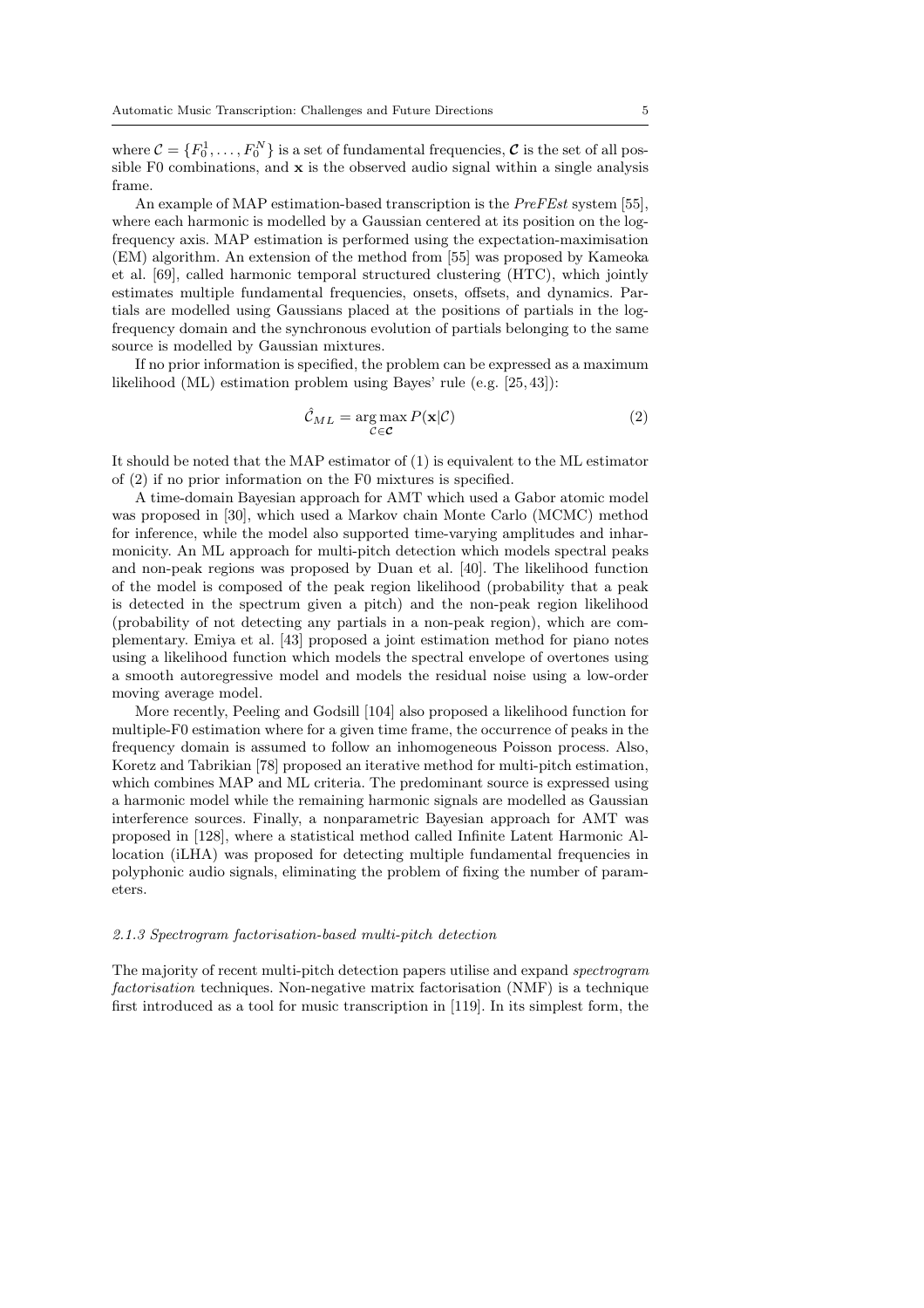where $\mathcal{C} = \{F_0^1, \ldots, F_0^N\}$ is a set of fundamental frequencies, $\boldsymbol{\mathcal{C}}$ is the set of all possible F0 combinations, and $\mathbf{x}$ is the observed audio signal within a single analysis frame.

An example of MAP estimation-based transcription is the *PreFEst* system [55], where each harmonic is modelled by a Gaussian centered at its position on the log-frequency axis. MAP estimation is performed using the expectation-maximisation (EM) algorithm. An extension of the method from [55] was proposed by Kameoka et al. [69], called harmonic temporal structured clustering (HTC), which jointly estimates multiple fundamental frequencies, onsets, offsets, and dynamics. Partials are modelled using Gaussians placed at the positions of partials in the log-frequency domain and the synchronous evolution of partials belonging to the same source is modelled by Gaussian mixtures.

If no prior information is specified, the problem can be expressed as a maximum likelihood (ML) estimation problem using Bayes' rule (e.g. [25, 43]):

$$\hat{\mathcal{C}}_{ML} = \arg\max_{\mathcal{C} \in \boldsymbol{\mathcal{C}}} P(\mathbf{x}|\mathcal{C}) \tag{2}$$

It should be noted that the MAP estimator of (1) is equivalent to the ML estimator of (2) if no prior information on the F0 mixtures is specified.

A time-domain Bayesian approach for AMT which used a Gabor atomic model was proposed in [30], which used a Markov chain Monte Carlo (MCMC) method for inference, while the model also supported time-varying amplitudes and inharmonicity. An ML approach for multi-pitch detection which models spectral peaks and non-peak regions was proposed by Duan et al. [40]. The likelihood function of the model is composed of the peak region likelihood (probability that a peak is detected in the spectrum given a pitch) and the non-peak region likelihood (probability of not detecting any partials in a non-peak region), which are complementary. Emiya et al. [43] proposed a joint estimation method for piano notes using a likelihood function which models the spectral envelope of overtones using a smooth autoregressive model and models the residual noise using a low-order moving average model.

More recently, Peeling and Godsill [104] also proposed a likelihood function for multiple-F0 estimation where for a given time frame, the occurrence of peaks in the frequency domain is assumed to follow an inhomogeneous Poisson process. Also, Koretz and Tabrikian [78] proposed an iterative method for multi-pitch estimation, which combines MAP and ML criteria. The predominant source is expressed using a harmonic model while the remaining harmonic signals are modelled as Gaussian interference sources. Finally, a nonparametric Bayesian approach for AMT was proposed in [128], where a statistical method called Infinite Latent Harmonic Allocation (iLHA) was proposed for detecting multiple fundamental frequencies in polyphonic audio signals, eliminating the problem of fixing the number of parameters.

#### *2.1.3 Spectrogram factorisation-based multi-pitch detection*

The majority of recent multi-pitch detection papers utilise and expand *spectrogram factorisation* techniques. Non-negative matrix factorisation (NMF) is a technique first introduced as a tool for music transcription in [119]. In its simplest form, the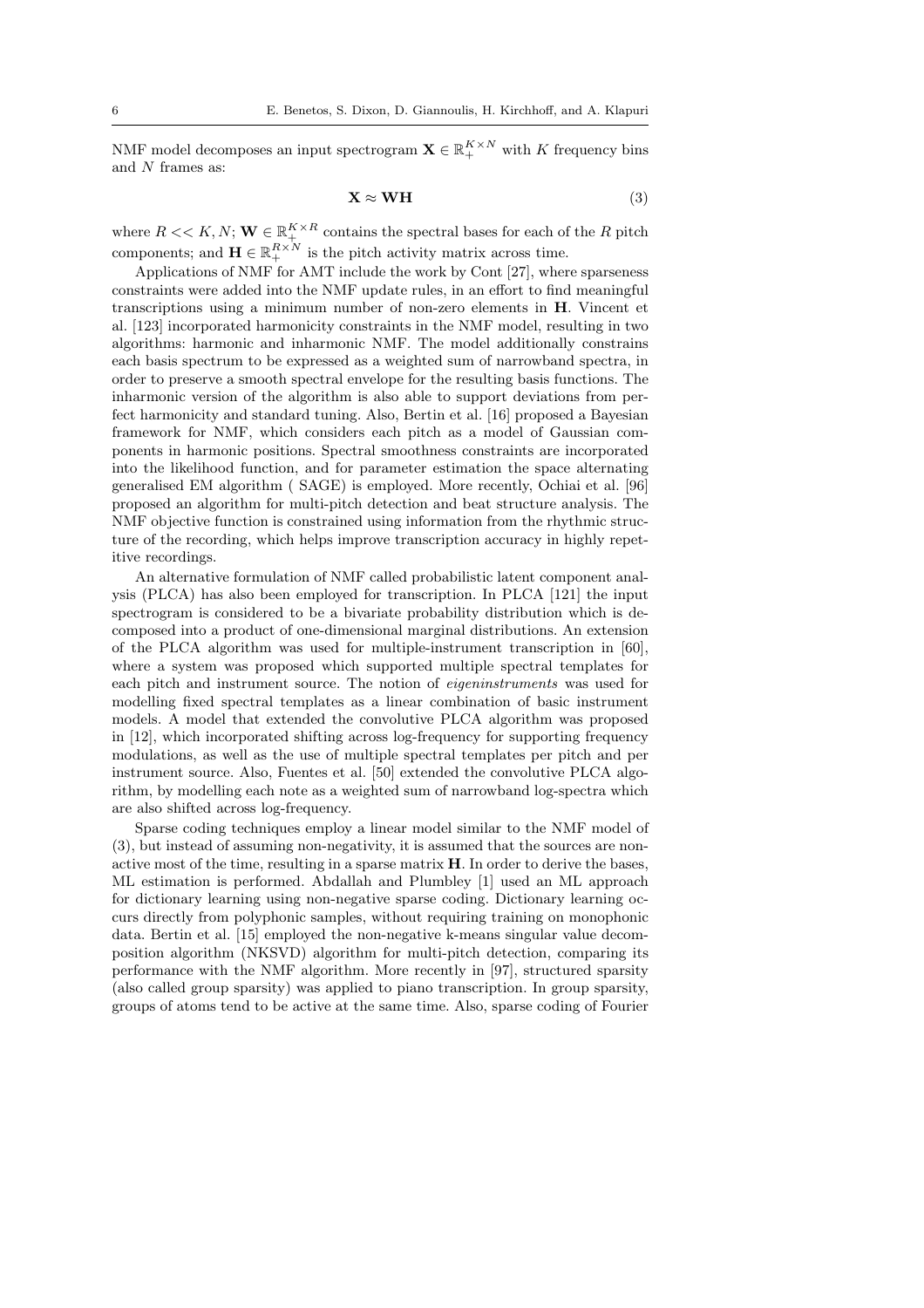NMF model decomposes an input spectrogram $\mathbf{X} \in \mathbb{R}_+^{K \times N}$ with $K$ frequency bins and $N$ frames as:

$$\mathbf{X} \approx \mathbf{W}\mathbf{H} \tag{3}$$

where $R << K, N$; $\mathbf{W} \in \mathbb{R}_+^{K \times R}$ contains the spectral bases for each of the $R$ pitch components; and $\mathbf{H} \in \mathbb{R}_+^{R \times N}$ is the pitch activity matrix across time.

Applications of NMF for AMT include the work by Cont [27], where sparseness constraints were added into the NMF update rules, in an effort to find meaningful transcriptions using a minimum number of non-zero elements in $\mathbf{H}$. Vincent et al. [123] incorporated harmonicity constraints in the NMF model, resulting in two algorithms: harmonic and inharmonic NMF. The model additionally constrains each basis spectrum to be expressed as a weighted sum of narrowband spectra, in order to preserve a smooth spectral envelope for the resulting basis functions. The inharmonic version of the algorithm is also able to support deviations from perfect harmonicity and standard tuning. Also, Bertin et al. [16] proposed a Bayesian framework for NMF, which considers each pitch as a model of Gaussian components in harmonic positions. Spectral smoothness constraints are incorporated into the likelihood function, and for parameter estimation the space alternating generalised EM algorithm ( SAGE) is employed. More recently, Ochiai et al. [96] proposed an algorithm for multi-pitch detection and beat structure analysis. The NMF objective function is constrained using information from the rhythmic structure of the recording, which helps improve transcription accuracy in highly repetitive recordings.

An alternative formulation of NMF called probabilistic latent component analysis (PLCA) has also been employed for transcription. In PLCA [121] the input spectrogram is considered to be a bivariate probability distribution which is decomposed into a product of one-dimensional marginal distributions. An extension of the PLCA algorithm was used for multiple-instrument transcription in [60], where a system was proposed which supported multiple spectral templates for each pitch and instrument source. The notion of *eigeninstruments* was used for modelling fixed spectral templates as a linear combination of basic instrument models. A model that extended the convolutive PLCA algorithm was proposed in [12], which incorporated shifting across log-frequency for supporting frequency modulations, as well as the use of multiple spectral templates per pitch and per instrument source. Also, Fuentes et al. [50] extended the convolutive PLCA algorithm, by modelling each note as a weighted sum of narrowband log-spectra which are also shifted across log-frequency.

Sparse coding techniques employ a linear model similar to the NMF model of (3), but instead of assuming non-negativity, it is assumed that the sources are non-active most of the time, resulting in a sparse matrix $\mathbf{H}$. In order to derive the bases, ML estimation is performed. Abdallah and Plumbley [1] used an ML approach for dictionary learning using non-negative sparse coding. Dictionary learning occurs directly from polyphonic samples, without requiring training on monophonic data. Bertin et al. [15] employed the non-negative k-means singular value decomposition algorithm (NKSVD) algorithm for multi-pitch detection, comparing its performance with the NMF algorithm. More recently in [97], structured sparsity (also called group sparsity) was applied to piano transcription. In group sparsity, groups of atoms tend to be active at the same time. Also, sparse coding of Fourier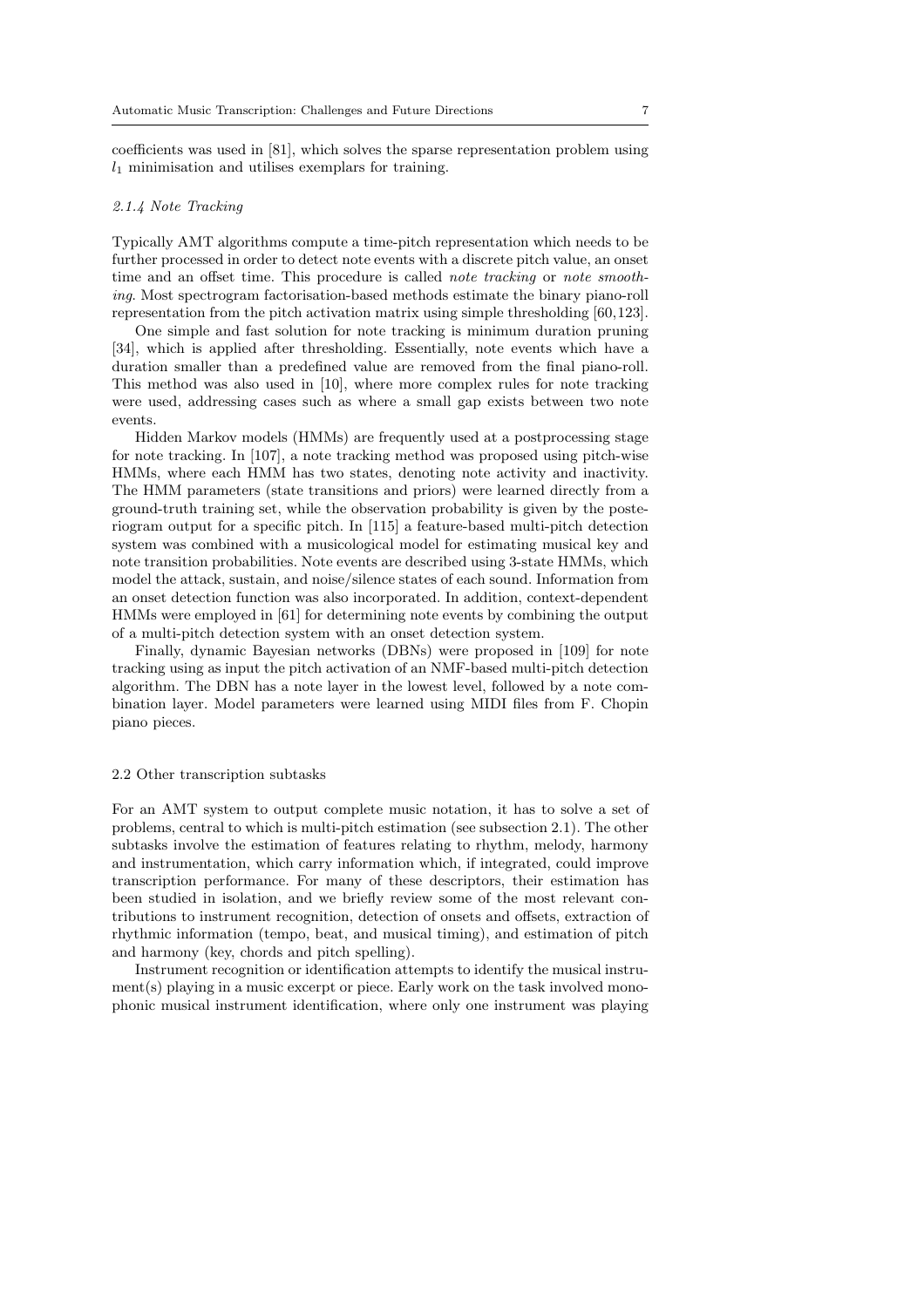coefficients was used in [81], which solves the sparse representation problem using $l_1$ minimisation and utilises exemplars for training.

#### *2.1.4 Note Tracking*

Typically AMT algorithms compute a time-pitch representation which needs to be further processed in order to detect note events with a discrete pitch value, an onset time and an offset time. This procedure is called *note tracking* or *note smoothing*. Most spectrogram factorisation-based methods estimate the binary piano-roll representation from the pitch activation matrix using simple thresholding [60,123].

One simple and fast solution for note tracking is minimum duration pruning [34], which is applied after thresholding. Essentially, note events which have a duration smaller than a predefined value are removed from the final piano-roll. This method was also used in [10], where more complex rules for note tracking were used, addressing cases such as where a small gap exists between two note events.

Hidden Markov models (HMMs) are frequently used at a postprocessing stage for note tracking. In [107], a note tracking method was proposed using pitch-wise HMMs, where each HMM has two states, denoting note activity and inactivity. The HMM parameters (state transitions and priors) were learned directly from a ground-truth training set, while the observation probability is given by the posteriogram output for a specific pitch. In [115] a feature-based multi-pitch detection system was combined with a musicological model for estimating musical key and note transition probabilities. Note events are described using 3-state HMMs, which model the attack, sustain, and noise/silence states of each sound. Information from an onset detection function was also incorporated. In addition, context-dependent HMMs were employed in [61] for determining note events by combining the output of a multi-pitch detection system with an onset detection system.

Finally, dynamic Bayesian networks (DBNs) were proposed in [109] for note tracking using as input the pitch activation of an NMF-based multi-pitch detection algorithm. The DBN has a note layer in the lowest level, followed by a note combination layer. Model parameters were learned using MIDI files from F. Chopin piano pieces.

### 2.2 Other transcription subtasks

For an AMT system to output complete music notation, it has to solve a set of problems, central to which is multi-pitch estimation (see subsection 2.1). The other subtasks involve the estimation of features relating to rhythm, melody, harmony and instrumentation, which carry information which, if integrated, could improve transcription performance. For many of these descriptors, their estimation has been studied in isolation, and we briefly review some of the most relevant contributions to instrument recognition, detection of onsets and offsets, extraction of rhythmic information (tempo, beat, and musical timing), and estimation of pitch and harmony (key, chords and pitch spelling).

Instrument recognition or identification attempts to identify the musical instrument(s) playing in a music excerpt or piece. Early work on the task involved monophonic musical instrument identification, where only one instrument was playing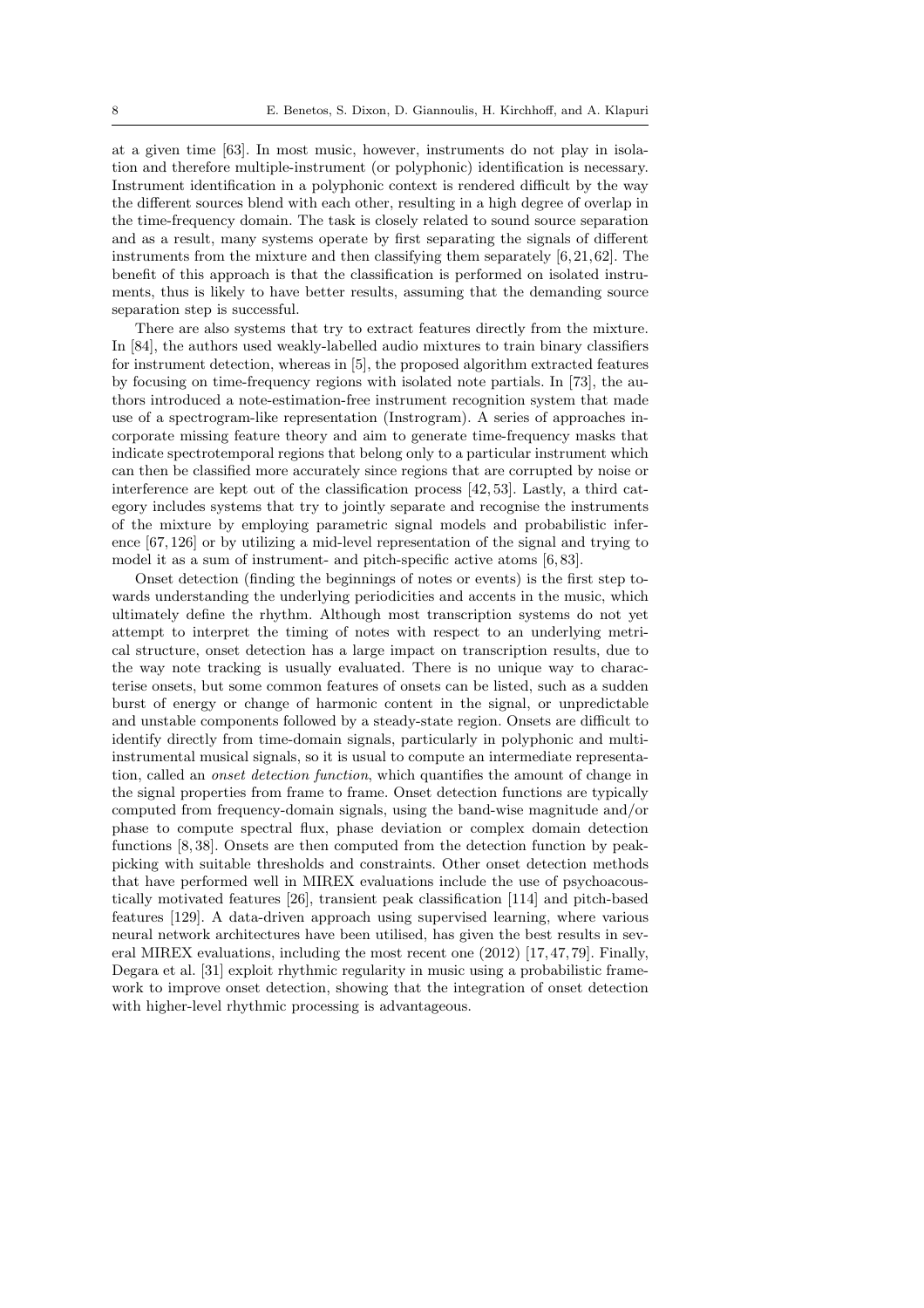at a given time [63]. In most music, however, instruments do not play in isolation and therefore multiple-instrument (or polyphonic) identification is necessary. Instrument identification in a polyphonic context is rendered difficult by the way the different sources blend with each other, resulting in a high degree of overlap in the time-frequency domain. The task is closely related to sound source separation and as a result, many systems operate by first separating the signals of different instruments from the mixture and then classifying them separately [6, 21, 62]. The benefit of this approach is that the classification is performed on isolated instruments, thus is likely to have better results, assuming that the demanding source separation step is successful.

There are also systems that try to extract features directly from the mixture. In [84], the authors used weakly-labelled audio mixtures to train binary classifiers for instrument detection, whereas in [5], the proposed algorithm extracted features by focusing on time-frequency regions with isolated note partials. In [73], the authors introduced a note-estimation-free instrument recognition system that made use of a spectrogram-like representation (Instrogram). A series of approaches incorporate missing feature theory and aim to generate time-frequency masks that indicate spectrotemporal regions that belong only to a particular instrument which can then be classified more accurately since regions that are corrupted by noise or interference are kept out of the classification process [42, 53]. Lastly, a third category includes systems that try to jointly separate and recognise the instruments of the mixture by employing parametric signal models and probabilistic inference [67, 126] or by utilizing a mid-level representation of the signal and trying to model it as a sum of instrument- and pitch-specific active atoms [6, 83].

Onset detection (finding the beginnings of notes or events) is the first step towards understanding the underlying periodicities and accents in the music, which ultimately define the rhythm. Although most transcription systems do not yet attempt to interpret the timing of notes with respect to an underlying metrical structure, onset detection has a large impact on transcription results, due to the way note tracking is usually evaluated. There is no unique way to characterise onsets, but some common features of onsets can be listed, such as a sudden burst of energy or change of harmonic content in the signal, or unpredictable and unstable components followed by a steady-state region. Onsets are difficult to identify directly from time-domain signals, particularly in polyphonic and multi-instrumental musical signals, so it is usual to compute an intermediate representation, called an *onset detection function*, which quantifies the amount of change in the signal properties from frame to frame. Onset detection functions are typically computed from frequency-domain signals, using the band-wise magnitude and/or phase to compute spectral flux, phase deviation or complex domain detection functions [8, 38]. Onsets are then computed from the detection function by peak-picking with suitable thresholds and constraints. Other onset detection methods that have performed well in MIREX evaluations include the use of psychoacoustically motivated features [26], transient peak classification [114] and pitch-based features [129]. A data-driven approach using supervised learning, where various neural network architectures have been utilised, has given the best results in several MIREX evaluations, including the most recent one (2012) [17, 47, 79]. Finally, Degara et al. [31] exploit rhythmic regularity in music using a probabilistic framework to improve onset detection, showing that the integration of onset detection with higher-level rhythmic processing is advantageous.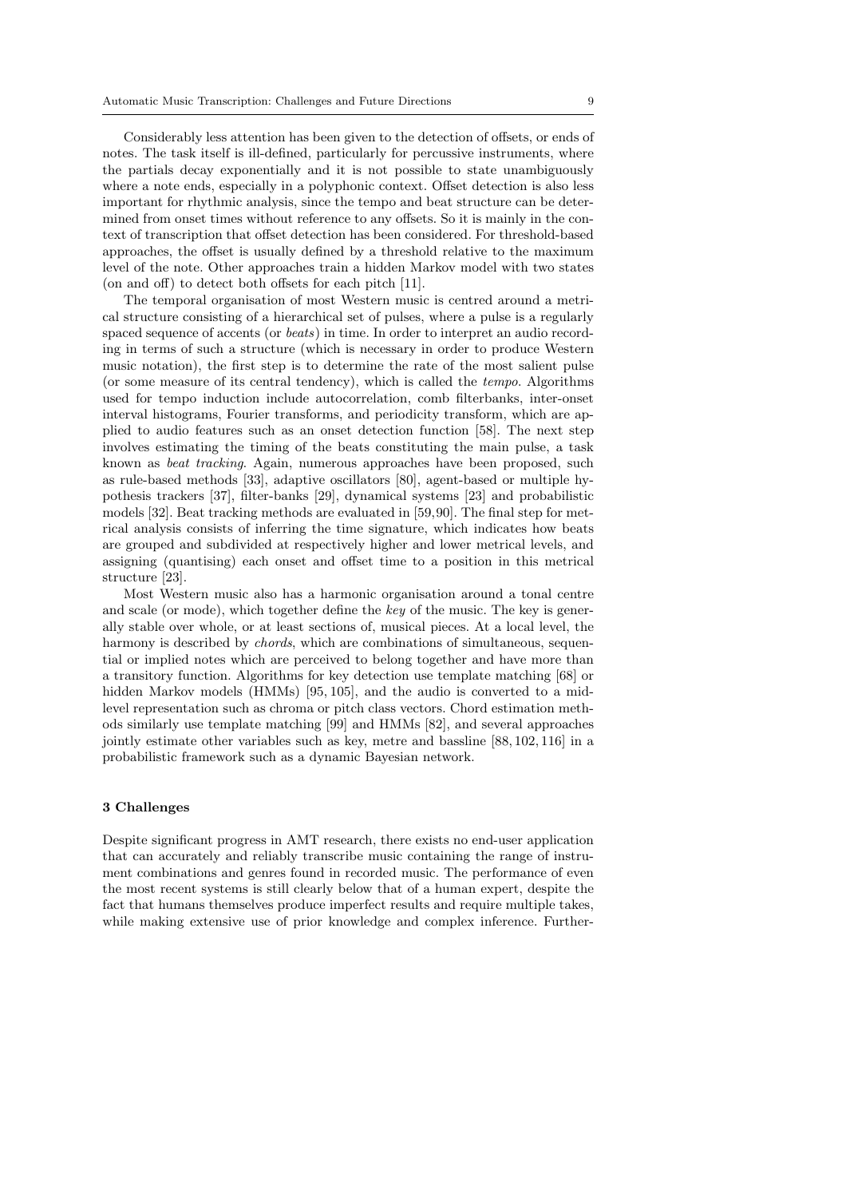Considerably less attention has been given to the detection of offsets, or ends of notes. The task itself is ill-defined, particularly for percussive instruments, where the partials decay exponentially and it is not possible to state unambiguously where a note ends, especially in a polyphonic context. Offset detection is also less important for rhythmic analysis, since the tempo and beat structure can be determined from onset times without reference to any offsets. So it is mainly in the context of transcription that offset detection has been considered. For threshold-based approaches, the offset is usually defined by a threshold relative to the maximum level of the note. Other approaches train a hidden Markov model with two states (on and off) to detect both offsets for each pitch [11].

The temporal organisation of most Western music is centred around a metrical structure consisting of a hierarchical set of pulses, where a pulse is a regularly spaced sequence of accents (or *beats*) in time. In order to interpret an audio recording in terms of such a structure (which is necessary in order to produce Western music notation), the first step is to determine the rate of the most salient pulse (or some measure of its central tendency), which is called the *tempo*. Algorithms used for tempo induction include autocorrelation, comb filterbanks, inter-onset interval histograms, Fourier transforms, and periodicity transform, which are applied to audio features such as an onset detection function [58]. The next step involves estimating the timing of the beats constituting the main pulse, a task known as *beat tracking*. Again, numerous approaches have been proposed, such as rule-based methods [33], adaptive oscillators [80], agent-based or multiple hypothesis trackers [37], filter-banks [29], dynamical systems [23] and probabilistic models [32]. Beat tracking methods are evaluated in [59,90]. The final step for metrical analysis consists of inferring the time signature, which indicates how beats are grouped and subdivided at respectively higher and lower metrical levels, and assigning (quantising) each onset and offset time to a position in this metrical structure [23].

Most Western music also has a harmonic organisation around a tonal centre and scale (or mode), which together define the *key* of the music. The key is generally stable over whole, or at least sections of, musical pieces. At a local level, the harmony is described by *chords*, which are combinations of simultaneous, sequential or implied notes which are perceived to belong together and have more than a transitory function. Algorithms for key detection use template matching [68] or hidden Markov models (HMMs) [95, 105], and the audio is converted to a mid-level representation such as chroma or pitch class vectors. Chord estimation methods similarly use template matching [99] and HMMs [82], and several approaches jointly estimate other variables such as key, metre and bassline [88, 102, 116] in a probabilistic framework such as a dynamic Bayesian network.

## 3 Challenges

Despite significant progress in AMT research, there exists no end-user application that can accurately and reliably transcribe music containing the range of instrument combinations and genres found in recorded music. The performance of even the most recent systems is still clearly below that of a human expert, despite the fact that humans themselves produce imperfect results and require multiple takes, while making extensive use of prior knowledge and complex inference. Further-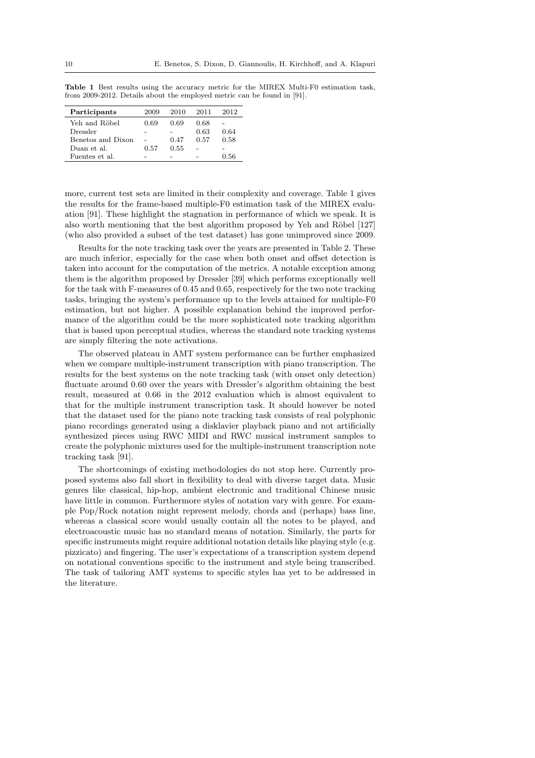**Table 1** Best results using the accuracy metric for the MIREX Multi-F0 estimation task, from 2009-2012. Details about the employed metric can be found in [91].

| **Participants** | 2009 | 2010 | 2011 | 2012 |
|---|---|---|---|---|
| Yeh and Röbel | 0.69 | 0.69 | 0.68 | - |
| Dressler | - | - | 0.63 | 0.64 |
| Benetos and Dixon | - | 0.47 | 0.57 | 0.58 |
| Duan et al. | 0.57 | 0.55 | - | - |
| Fuentes et al. | - | - | - | 0.56 |

more, current test sets are limited in their complexity and coverage. Table 1 gives the results for the frame-based multiple-F0 estimation task of the MIREX evaluation [91]. These highlight the stagnation in performance of which we speak. It is also worth mentioning that the best algorithm proposed by Yeh and Röbel [127] (who also provided a subset of the test dataset) has gone unimproved since 2009.

Results for the note tracking task over the years are presented in Table 2. These are much inferior, especially for the case when both onset and offset detection is taken into account for the computation of the metrics. A notable exception among them is the algorithm proposed by Dressler [39] which performs exceptionally well for the task with F-measures of 0.45 and 0.65, respectively for the two note tracking tasks, bringing the system's performance up to the levels attained for multiple-F0 estimation, but not higher. A possible explanation behind the improved performance of the algorithm could be the more sophisticated note tracking algorithm that is based upon perceptual studies, whereas the standard note tracking systems are simply filtering the note activations.

The observed plateau in AMT system performance can be further emphasized when we compare multiple-instrument transcription with piano transcription. The results for the best systems on the note tracking task (with onset only detection) fluctuate around 0.60 over the years with Dressler's algorithm obtaining the best result, measured at 0.66 in the 2012 evaluation which is almost equivalent to that for the multiple instrument transcription task. It should however be noted that the dataset used for the piano note tracking task consists of real polyphonic piano recordings generated using a disklavier playback piano and not artificially synthesized pieces using RWC MIDI and RWC musical instrument samples to create the polyphonic mixtures used for the multiple-instrument transcription note tracking task [91].

The shortcomings of existing methodologies do not stop here. Currently proposed systems also fall short in flexibility to deal with diverse target data. Music genres like classical, hip-hop, ambient electronic and traditional Chinese music have little in common. Furthermore styles of notation vary with genre. For example Pop/Rock notation might represent melody, chords and (perhaps) bass line, whereas a classical score would usually contain all the notes to be played, and electroacoustic music has no standard means of notation. Similarly, the parts for specific instruments might require additional notation details like playing style (e.g. pizzicato) and fingering. The user's expectations of a transcription system depend on notational conventions specific to the instrument and style being transcribed. The task of tailoring AMT systems to specific styles has yet to be addressed in the literature.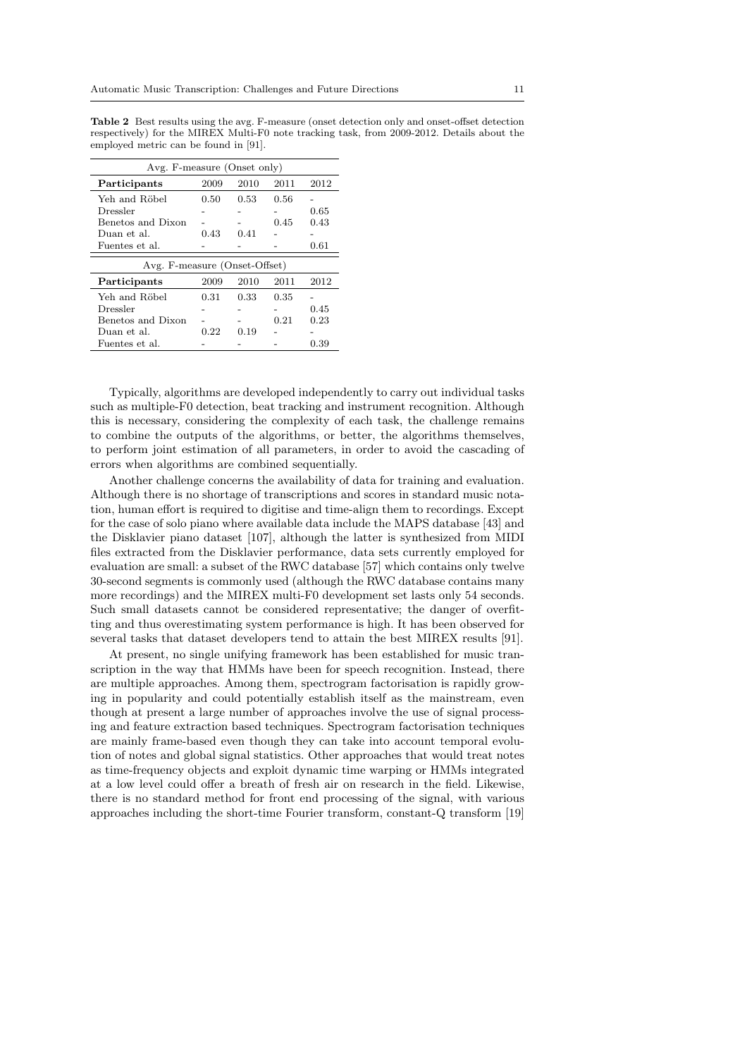**Table 2** Best results using the avg. F-measure (onset detection only and onset-offset detection respectively) for the MIREX Multi-F0 note tracking task, from 2009-2012. Details about the employed metric can be found in [91].

| Avg. F-measure (Onset only) | | | | |
|---|---|---|---|---|
| **Participants** | 2009 | 2010 | 2011 | 2012 |
| Yeh and Röbel | 0.50 | 0.53 | 0.56 | - |
| Dressler | - | - | - | 0.65 |
| Benetos and Dixon | - | - | 0.45 | 0.43 |
| Duan et al. | 0.43 | 0.41 | - | - |
| Fuentes et al. | - | - | - | 0.61 |

| Avg. F-measure (Onset-Offset) | | | | |
|---|---|---|---|---|
| **Participants** | 2009 | 2010 | 2011 | 2012 |
| Yeh and Röbel | 0.31 | 0.33 | 0.35 | - |
| Dressler | - | - | - | 0.45 |
| Benetos and Dixon | - | - | 0.21 | 0.23 |
| Duan et al. | 0.22 | 0.19 | - | - |
| Fuentes et al. | - | - | - | 0.39 |

Typically, algorithms are developed independently to carry out individual tasks such as multiple-F0 detection, beat tracking and instrument recognition. Although this is necessary, considering the complexity of each task, the challenge remains to combine the outputs of the algorithms, or better, the algorithms themselves, to perform joint estimation of all parameters, in order to avoid the cascading of errors when algorithms are combined sequentially.

Another challenge concerns the availability of data for training and evaluation. Although there is no shortage of transcriptions and scores in standard music notation, human effort is required to digitise and time-align them to recordings. Except for the case of solo piano where available data include the MAPS database [43] and the Disklavier piano dataset [107], although the latter is synthesized from MIDI files extracted from the Disklavier performance, data sets currently employed for evaluation are small: a subset of the RWC database [57] which contains only twelve 30-second segments is commonly used (although the RWC database contains many more recordings) and the MIREX multi-F0 development set lasts only 54 seconds. Such small datasets cannot be considered representative; the danger of overfitting and thus overestimating system performance is high. It has been observed for several tasks that dataset developers tend to attain the best MIREX results [91].

At present, no single unifying framework has been established for music transcription in the way that HMMs have been for speech recognition. Instead, there are multiple approaches. Among them, spectrogram factorisation is rapidly growing in popularity and could potentially establish itself as the mainstream, even though at present a large number of approaches involve the use of signal processing and feature extraction based techniques. Spectrogram factorisation techniques are mainly frame-based even though they can take into account temporal evolution of notes and global signal statistics. Other approaches that would treat notes as time-frequency objects and exploit dynamic time warping or HMMs integrated at a low level could offer a breath of fresh air on research in the field. Likewise, there is no standard method for front end processing of the signal, with various approaches including the short-time Fourier transform, constant-Q transform [19]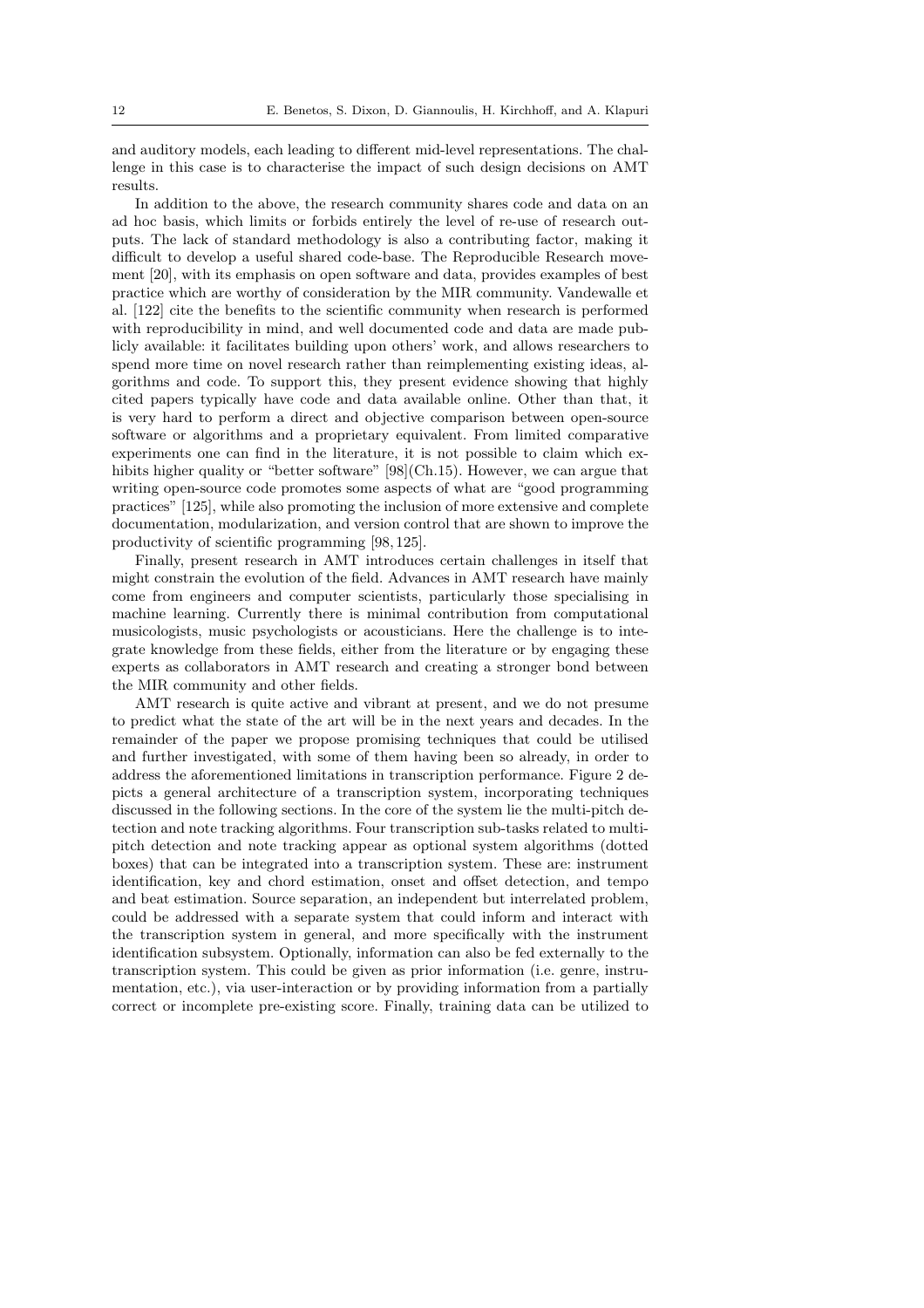and auditory models, each leading to different mid-level representations. The challenge in this case is to characterise the impact of such design decisions on AMT results.

In addition to the above, the research community shares code and data on an ad hoc basis, which limits or forbids entirely the level of re-use of research outputs. The lack of standard methodology is also a contributing factor, making it difficult to develop a useful shared code-base. The Reproducible Research movement [20], with its emphasis on open software and data, provides examples of best practice which are worthy of consideration by the MIR community. Vandewalle et al. [122] cite the benefits to the scientific community when research is performed with reproducibility in mind, and well documented code and data are made publicly available: it facilitates building upon others' work, and allows researchers to spend more time on novel research rather than reimplementing existing ideas, algorithms and code. To support this, they present evidence showing that highly cited papers typically have code and data available online. Other than that, it is very hard to perform a direct and objective comparison between open-source software or algorithms and a proprietary equivalent. From limited comparative experiments one can find in the literature, it is not possible to claim which exhibits higher quality or "better software" [98](Ch.15). However, we can argue that writing open-source code promotes some aspects of what are "good programming practices" [125], while also promoting the inclusion of more extensive and complete documentation, modularization, and version control that are shown to improve the productivity of scientific programming [98, 125].

Finally, present research in AMT introduces certain challenges in itself that might constrain the evolution of the field. Advances in AMT research have mainly come from engineers and computer scientists, particularly those specialising in machine learning. Currently there is minimal contribution from computational musicologists, music psychologists or acousticians. Here the challenge is to integrate knowledge from these fields, either from the literature or by engaging these experts as collaborators in AMT research and creating a stronger bond between the MIR community and other fields.

AMT research is quite active and vibrant at present, and we do not presume to predict what the state of the art will be in the next years and decades. In the remainder of the paper we propose promising techniques that could be utilised and further investigated, with some of them having been so already, in order to address the aforementioned limitations in transcription performance. Figure 2 depicts a general architecture of a transcription system, incorporating techniques discussed in the following sections. In the core of the system lie the multi-pitch detection and note tracking algorithms. Four transcription sub-tasks related to multi-pitch detection and note tracking appear as optional system algorithms (dotted boxes) that can be integrated into a transcription system. These are: instrument identification, key and chord estimation, onset and offset detection, and tempo and beat estimation. Source separation, an independent but interrelated problem, could be addressed with a separate system that could inform and interact with the transcription system in general, and more specifically with the instrument identification subsystem. Optionally, information can also be fed externally to the transcription system. This could be given as prior information (i.e. genre, instrumentation, etc.), via user-interaction or by providing information from a partially correct or incomplete pre-existing score. Finally, training data can be utilized to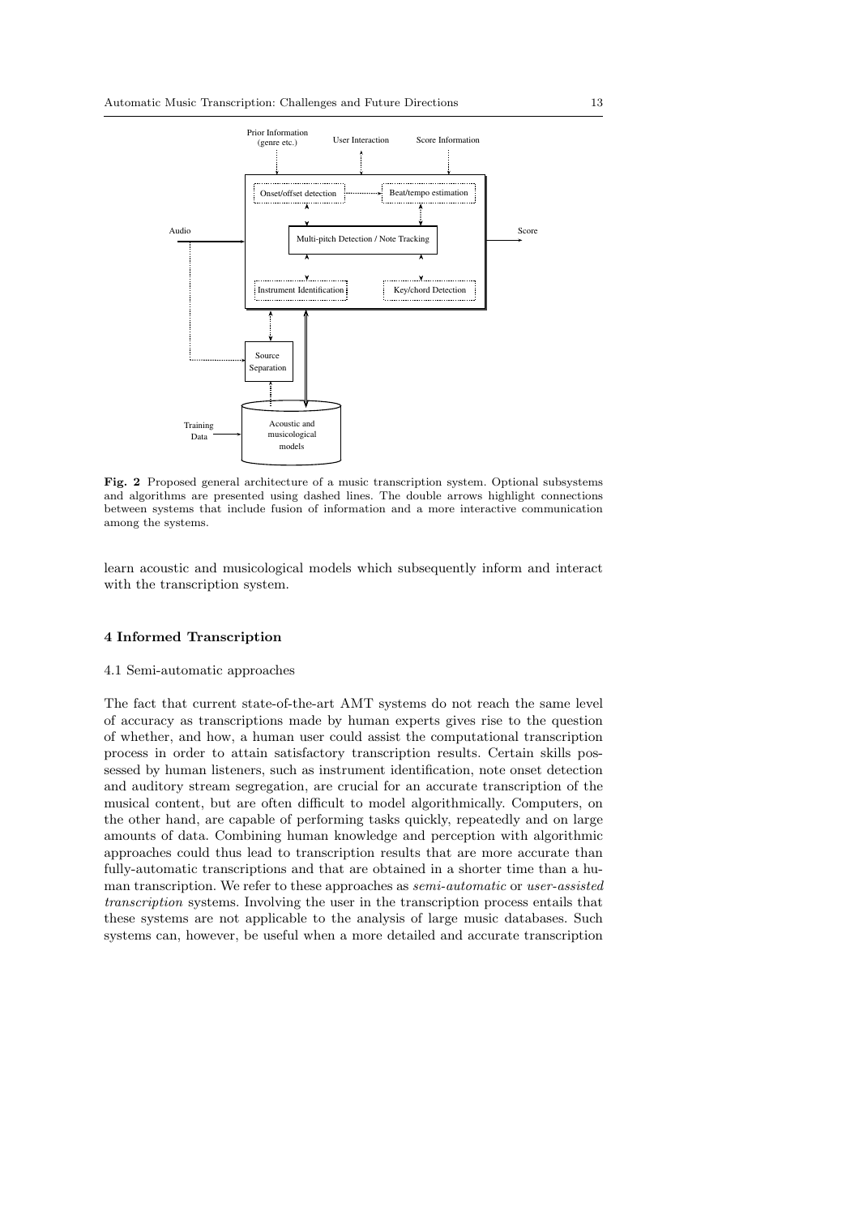**Fig. 2** Proposed general architecture of a music transcription system. Optional subsystems and algorithms are presented using dashed lines. The double arrows highlight connections between systems that include fusion of information and a more interactive communication among the systems.

learn acoustic and musicological models which subsequently inform and interact with the transcription system.

## 4 Informed Transcription

### 4.1 Semi-automatic approaches

The fact that current state-of-the-art AMT systems do not reach the same level of accuracy as transcriptions made by human experts gives rise to the question of whether, and how, a human user could assist the computational transcription process in order to attain satisfactory transcription results. Certain skills possessed by human listeners, such as instrument identification, note onset detection and auditory stream segregation, are crucial for an accurate transcription of the musical content, but are often difficult to model algorithmically. Computers, on the other hand, are capable of performing tasks quickly, repeatedly and on large amounts of data. Combining human knowledge and perception with algorithmic approaches could thus lead to transcription results that are more accurate than fully-automatic transcriptions and that are obtained in a shorter time than a human transcription. We refer to these approaches as *semi-automatic* or *user-assisted transcription* systems. Involving the user in the transcription process entails that these systems are not applicable to the analysis of large music databases. Such systems can, however, be useful when a more detailed and accurate transcription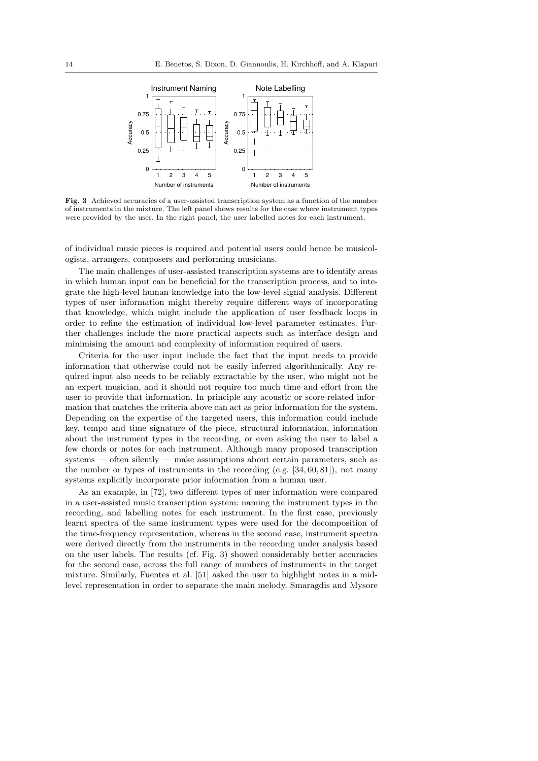**Fig. 3** Achieved accuracies of a user-assisted transcription system as a function of the number of instruments in the mixture. The left panel shows results for the case where instrument types were provided by the user. In the right panel, the user labelled notes for each instrument.

of individual music pieces is required and potential users could hence be musicologists, arrangers, composers and performing musicians.

The main challenges of user-assisted transcription systems are to identify areas in which human input can be beneficial for the transcription process, and to integrate the high-level human knowledge into the low-level signal analysis. Different types of user information might thereby require different ways of incorporating that knowledge, which might include the application of user feedback loops in order to refine the estimation of individual low-level parameter estimates. Further challenges include the more practical aspects such as interface design and minimising the amount and complexity of information required of users.

Criteria for the user input include the fact that the input needs to provide information that otherwise could not be easily inferred algorithmically. Any required input also needs to be reliably extractable by the user, who might not be an expert musician, and it should not require too much time and effort from the user to provide that information. In principle any acoustic or score-related information that matches the criteria above can act as prior information for the system. Depending on the expertise of the targeted users, this information could include key, tempo and time signature of the piece, structural information, information about the instrument types in the recording, or even asking the user to label a few chords or notes for each instrument. Although many proposed transcription systems — often silently — make assumptions about certain parameters, such as the number or types of instruments in the recording (e.g. [34, 60, 81]), not many systems explicitly incorporate prior information from a human user.

As an example, in [72], two different types of user information were compared in a user-assisted music transcription system: naming the instrument types in the recording, and labelling notes for each instrument. In the first case, previously learnt spectra of the same instrument types were used for the decomposition of the time-frequency representation, whereas in the second case, instrument spectra were derived directly from the instruments in the recording under analysis based on the user labels. The results (cf. Fig. 3) showed considerably better accuracies for the second case, across the full range of numbers of instruments in the target mixture. Similarly, Fuentes et al. [51] asked the user to highlight notes in a mid-level representation in order to separate the main melody. Smaragdis and Mysore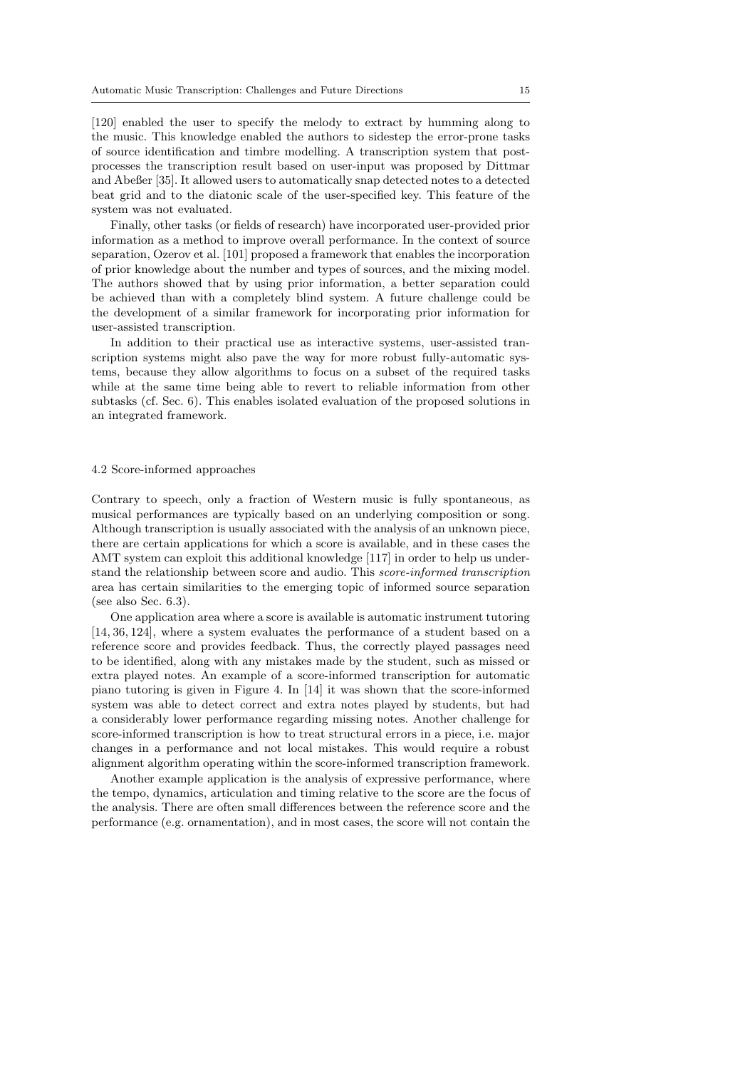[120] enabled the user to specify the melody to extract by humming along to the music. This knowledge enabled the authors to sidestep the error-prone tasks of source identification and timbre modelling. A transcription system that post-processes the transcription result based on user-input was proposed by Dittmar and Abeßer [35]. It allowed users to automatically snap detected notes to a detected beat grid and to the diatonic scale of the user-specified key. This feature of the system was not evaluated.

Finally, other tasks (or fields of research) have incorporated user-provided prior information as a method to improve overall performance. In the context of source separation, Ozerov et al. [101] proposed a framework that enables the incorporation of prior knowledge about the number and types of sources, and the mixing model. The authors showed that by using prior information, a better separation could be achieved than with a completely blind system. A future challenge could be the development of a similar framework for incorporating prior information for user-assisted transcription.

In addition to their practical use as interactive systems, user-assisted transcription systems might also pave the way for more robust fully-automatic systems, because they allow algorithms to focus on a subset of the required tasks while at the same time being able to revert to reliable information from other subtasks (cf. Sec. 6). This enables isolated evaluation of the proposed solutions in an integrated framework.

### 4.2 Score-informed approaches

Contrary to speech, only a fraction of Western music is fully spontaneous, as musical performances are typically based on an underlying composition or song. Although transcription is usually associated with the analysis of an unknown piece, there are certain applications for which a score is available, and in these cases the AMT system can exploit this additional knowledge [117] in order to help us understand the relationship between score and audio. This *score-informed transcription* area has certain similarities to the emerging topic of informed source separation (see also Sec. 6.3).

One application area where a score is available is automatic instrument tutoring [14, 36, 124], where a system evaluates the performance of a student based on a reference score and provides feedback. Thus, the correctly played passages need to be identified, along with any mistakes made by the student, such as missed or extra played notes. An example of a score-informed transcription for automatic piano tutoring is given in Figure 4. In [14] it was shown that the score-informed system was able to detect correct and extra notes played by students, but had a considerably lower performance regarding missing notes. Another challenge for score-informed transcription is how to treat structural errors in a piece, i.e. major changes in a performance and not local mistakes. This would require a robust alignment algorithm operating within the score-informed transcription framework.

Another example application is the analysis of expressive performance, where the tempo, dynamics, articulation and timing relative to the score are the focus of the analysis. There are often small differences between the reference score and the performance (e.g. ornamentation), and in most cases, the score will not contain the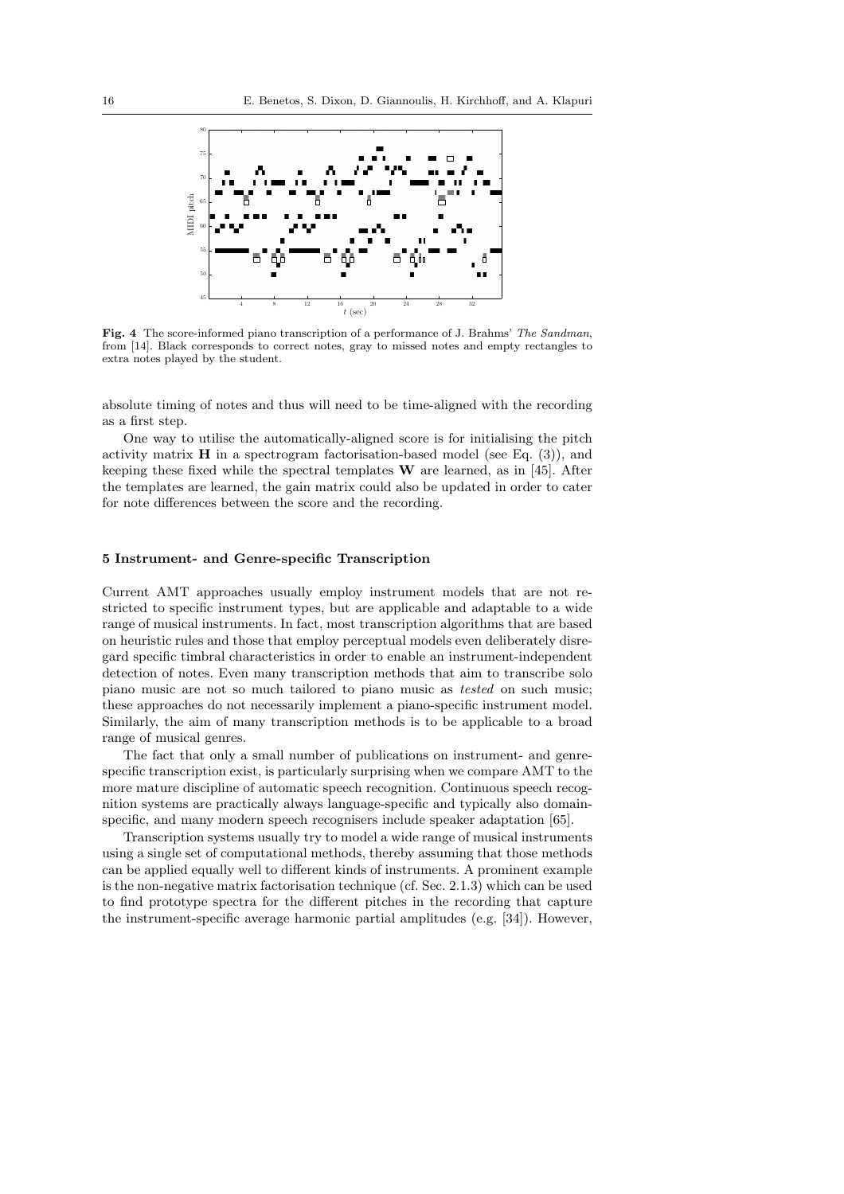**Fig. 4** The score-informed piano transcription of a performance of J. Brahms' *The Sandman*, from [14]. Black corresponds to correct notes, gray to missed notes and empty rectangles to extra notes played by the student.

absolute timing of notes and thus will need to be time-aligned with the recording as a first step.

One way to utilise the automatically-aligned score is for initialising the pitch activity matrix $\mathbf{H}$ in a spectrogram factorisation-based model (see Eq. (3)), and keeping these fixed while the spectral templates $\mathbf{W}$ are learned, as in [45]. After the templates are learned, the gain matrix could also be updated in order to cater for note differences between the score and the recording.

## 5 Instrument- and Genre-specific Transcription

Current AMT approaches usually employ instrument models that are not restricted to specific instrument types, but are applicable and adaptable to a wide range of musical instruments. In fact, most transcription algorithms that are based on heuristic rules and those that employ perceptual models even deliberately disregard specific timbral characteristics in order to enable an instrument-independent detection of notes. Even many transcription methods that aim to transcribe solo piano music are not so much tailored to piano music as *tested* on such music; these approaches do not necessarily implement a piano-specific instrument model. Similarly, the aim of many transcription methods is to be applicable to a broad range of musical genres.

The fact that only a small number of publications on instrument- and genre-specific transcription exist, is particularly surprising when we compare AMT to the more mature discipline of automatic speech recognition. Continuous speech recognition systems are practically always language-specific and typically also domain-specific, and many modern speech recognisers include speaker adaptation [65].

Transcription systems usually try to model a wide range of musical instruments using a single set of computational methods, thereby assuming that those methods can be applied equally well to different kinds of instruments. A prominent example is the non-negative matrix factorisation technique (cf. Sec. 2.1.3) which can be used to find prototype spectra for the different pitches in the recording that capture the instrument-specific average harmonic partial amplitudes (e.g. [34]). However,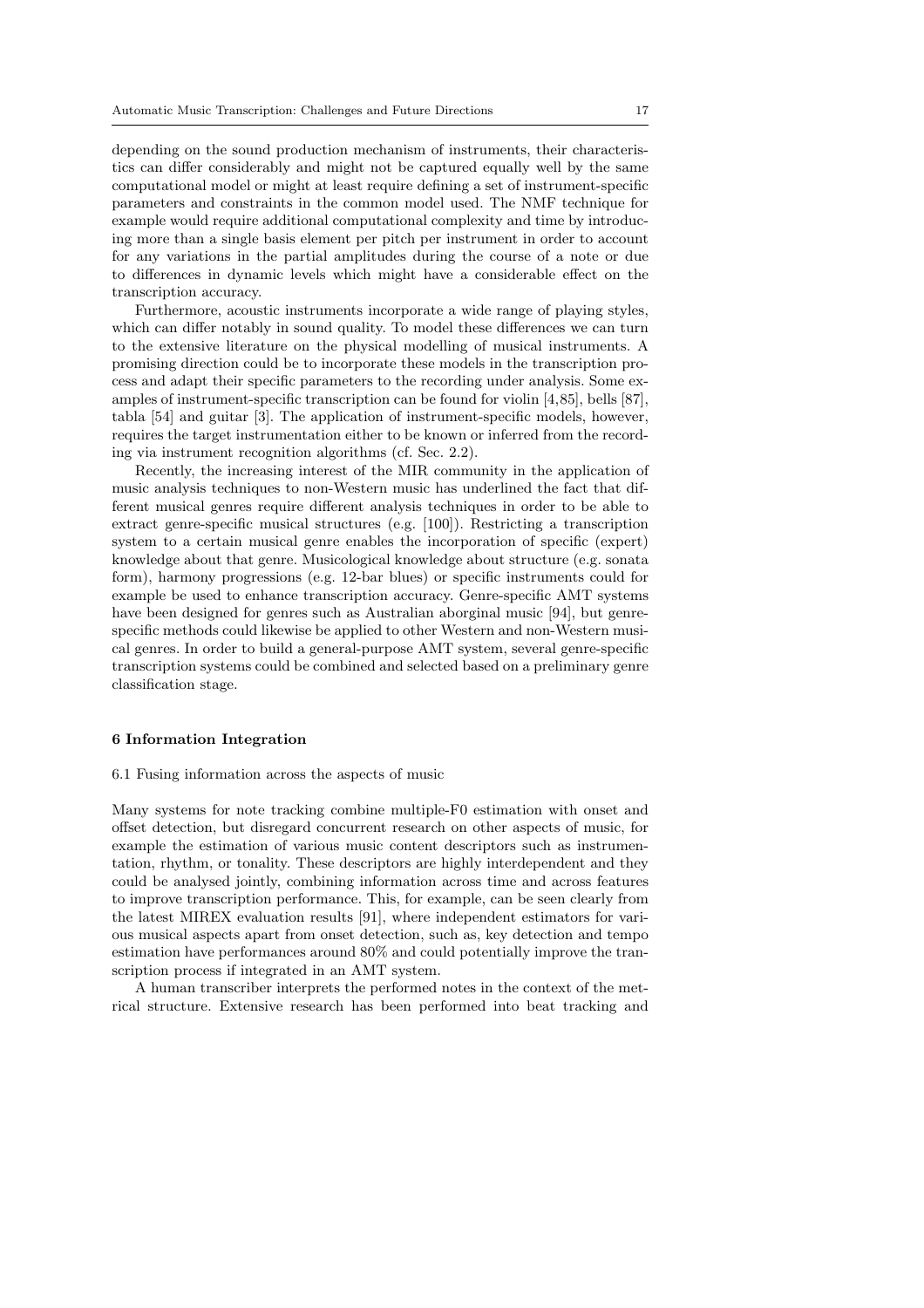depending on the sound production mechanism of instruments, their characteristics can differ considerably and might not be captured equally well by the same computational model or might at least require defining a set of instrument-specific parameters and constraints in the common model used. The NMF technique for example would require additional computational complexity and time by introducing more than a single basis element per pitch per instrument in order to account for any variations in the partial amplitudes during the course of a note or due to differences in dynamic levels which might have a considerable effect on the transcription accuracy.

Furthermore, acoustic instruments incorporate a wide range of playing styles, which can differ notably in sound quality. To model these differences we can turn to the extensive literature on the physical modelling of musical instruments. A promising direction could be to incorporate these models in the transcription process and adapt their specific parameters to the recording under analysis. Some examples of instrument-specific transcription can be found for violin [4,85], bells [87], tabla [54] and guitar [3]. The application of instrument-specific models, however, requires the target instrumentation either to be known or inferred from the recording via instrument recognition algorithms (cf. Sec. 2.2).

Recently, the increasing interest of the MIR community in the application of music analysis techniques to non-Western music has underlined the fact that different musical genres require different analysis techniques in order to be able to extract genre-specific musical structures (e.g. [100]). Restricting a transcription system to a certain musical genre enables the incorporation of specific (expert) knowledge about that genre. Musicological knowledge about structure (e.g. sonata form), harmony progressions (e.g. 12-bar blues) or specific instruments could for example be used to enhance transcription accuracy. Genre-specific AMT systems have been designed for genres such as Australian aborginal music [94], but genre-specific methods could likewise be applied to other Western and non-Western musical genres. In order to build a general-purpose AMT system, several genre-specific transcription systems could be combined and selected based on a preliminary genre classification stage.

## 6 Information Integration

### 6.1 Fusing information across the aspects of music

Many systems for note tracking combine multiple-F0 estimation with onset and offset detection, but disregard concurrent research on other aspects of music, for example the estimation of various music content descriptors such as instrumentation, rhythm, or tonality. These descriptors are highly interdependent and they could be analysed jointly, combining information across time and across features to improve transcription performance. This, for example, can be seen clearly from the latest MIREX evaluation results [91], where independent estimators for various musical aspects apart from onset detection, such as, key detection and tempo estimation have performances around 80% and could potentially improve the transcription process if integrated in an AMT system.

A human transcriber interprets the performed notes in the context of the metrical structure. Extensive research has been performed into beat tracking and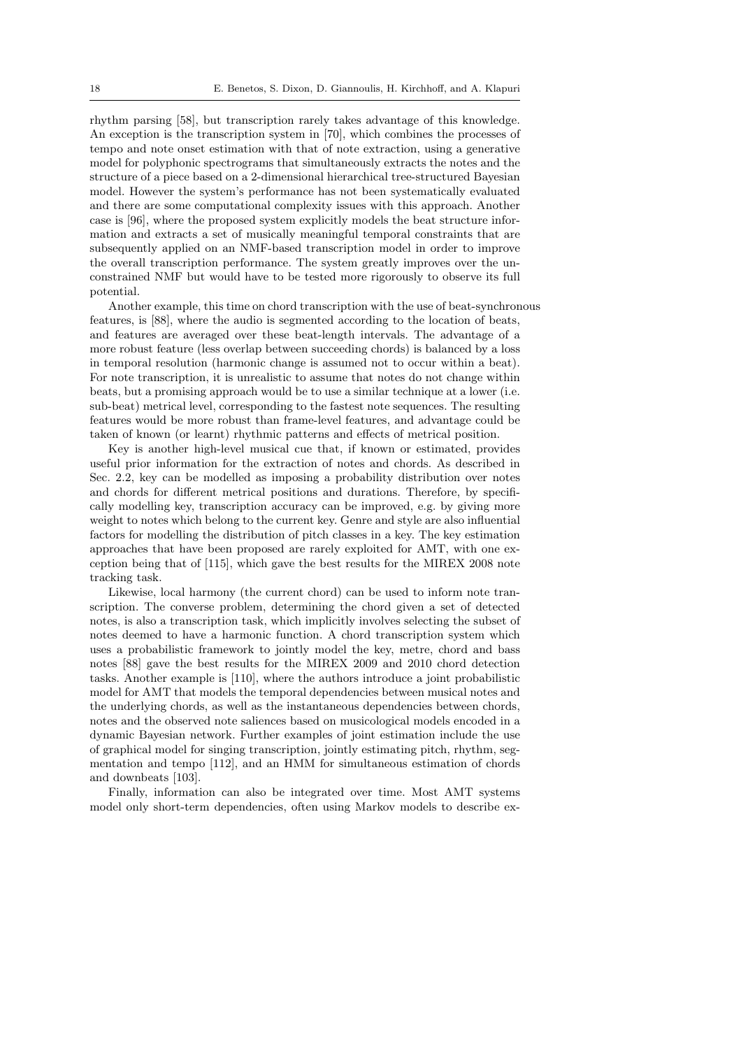rhythm parsing [58], but transcription rarely takes advantage of this knowledge. An exception is the transcription system in [70], which combines the processes of tempo and note onset estimation with that of note extraction, using a generative model for polyphonic spectrograms that simultaneously extracts the notes and the structure of a piece based on a 2-dimensional hierarchical tree-structured Bayesian model. However the system's performance has not been systematically evaluated and there are some computational complexity issues with this approach. Another case is [96], where the proposed system explicitly models the beat structure information and extracts a set of musically meaningful temporal constraints that are subsequently applied on an NMF-based transcription model in order to improve the overall transcription performance. The system greatly improves over the unconstrained NMF but would have to be tested more rigorously to observe its full potential.

Another example, this time on chord transcription with the use of beat-synchronous features, is [88], where the audio is segmented according to the location of beats, and features are averaged over these beat-length intervals. The advantage of a more robust feature (less overlap between succeeding chords) is balanced by a loss in temporal resolution (harmonic change is assumed not to occur within a beat). For note transcription, it is unrealistic to assume that notes do not change within beats, but a promising approach would be to use a similar technique at a lower (i.e. sub-beat) metrical level, corresponding to the fastest note sequences. The resulting features would be more robust than frame-level features, and advantage could be taken of known (or learnt) rhythmic patterns and effects of metrical position.

Key is another high-level musical cue that, if known or estimated, provides useful prior information for the extraction of notes and chords. As described in Sec. 2.2, key can be modelled as imposing a probability distribution over notes and chords for different metrical positions and durations. Therefore, by specifically modelling key, transcription accuracy can be improved, e.g. by giving more weight to notes which belong to the current key. Genre and style are also influential factors for modelling the distribution of pitch classes in a key. The key estimation approaches that have been proposed are rarely exploited for AMT, with one exception being that of [115], which gave the best results for the MIREX 2008 note tracking task.

Likewise, local harmony (the current chord) can be used to inform note transcription. The converse problem, determining the chord given a set of detected notes, is also a transcription task, which implicitly involves selecting the subset of notes deemed to have a harmonic function. A chord transcription system which uses a probabilistic framework to jointly model the key, metre, chord and bass notes [88] gave the best results for the MIREX 2009 and 2010 chord detection tasks. Another example is [110], where the authors introduce a joint probabilistic model for AMT that models the temporal dependencies between musical notes and the underlying chords, as well as the instantaneous dependencies between chords, notes and the observed note saliences based on musicological models encoded in a dynamic Bayesian network. Further examples of joint estimation include the use of graphical model for singing transcription, jointly estimating pitch, rhythm, segmentation and tempo [112], and an HMM for simultaneous estimation of chords and downbeats [103].

Finally, information can also be integrated over time. Most AMT systems model only short-term dependencies, often using Markov models to describe ex-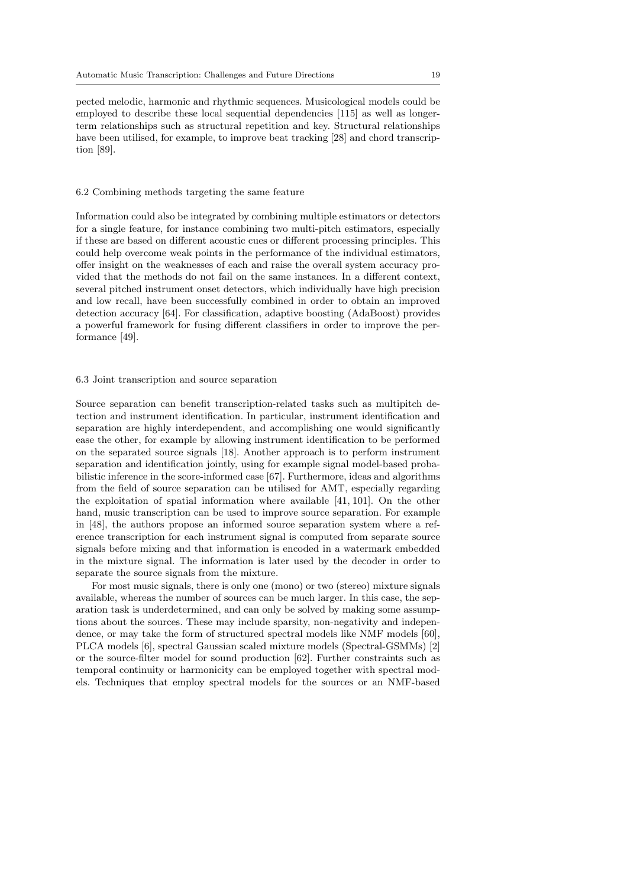pected melodic, harmonic and rhythmic sequences. Musicological models could be employed to describe these local sequential dependencies [115] as well as longer-term relationships such as structural repetition and key. Structural relationships have been utilised, for example, to improve beat tracking [28] and chord transcription [89].

### 6.2 Combining methods targeting the same feature

Information could also be integrated by combining multiple estimators or detectors for a single feature, for instance combining two multi-pitch estimators, especially if these are based on different acoustic cues or different processing principles. This could help overcome weak points in the performance of the individual estimators, offer insight on the weaknesses of each and raise the overall system accuracy provided that the methods do not fail on the same instances. In a different context, several pitched instrument onset detectors, which individually have high precision and low recall, have been successfully combined in order to obtain an improved detection accuracy [64]. For classification, adaptive boosting (AdaBoost) provides a powerful framework for fusing different classifiers in order to improve the performance [49].

### 6.3 Joint transcription and source separation

Source separation can benefit transcription-related tasks such as multipitch detection and instrument identification. In particular, instrument identification and separation are highly interdependent, and accomplishing one would significantly ease the other, for example by allowing instrument identification to be performed on the separated source signals [18]. Another approach is to perform instrument separation and identification jointly, using for example signal model-based probabilistic inference in the score-informed case [67]. Furthermore, ideas and algorithms from the field of source separation can be utilised for AMT, especially regarding the exploitation of spatial information where available [41, 101]. On the other hand, music transcription can be used to improve source separation. For example in [48], the authors propose an informed source separation system where a reference transcription for each instrument signal is computed from separate source signals before mixing and that information is encoded in a watermark embedded in the mixture signal. The information is later used by the decoder in order to separate the source signals from the mixture.

For most music signals, there is only one (mono) or two (stereo) mixture signals available, whereas the number of sources can be much larger. In this case, the separation task is underdetermined, and can only be solved by making some assumptions about the sources. These may include sparsity, non-negativity and independence, or may take the form of structured spectral models like NMF models [60], PLCA models [6], spectral Gaussian scaled mixture models (Spectral-GSMMs) [2] or the source-filter model for sound production [62]. Further constraints such as temporal continuity or harmonicity can be employed together with spectral models. Techniques that employ spectral models for the sources or an NMF-based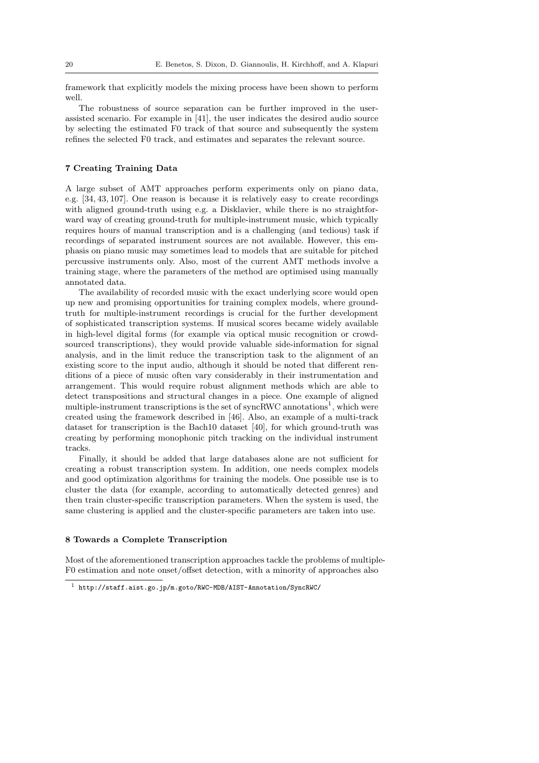framework that explicitly models the mixing process have been shown to perform well.

The robustness of source separation can be further improved in the user-assisted scenario. For example in [41], the user indicates the desired audio source by selecting the estimated F0 track of that source and subsequently the system refines the selected F0 track, and estimates and separates the relevant source.

## 7 Creating Training Data

A large subset of AMT approaches perform experiments only on piano data, e.g. [34, 43, 107]. One reason is because it is relatively easy to create recordings with aligned ground-truth using e.g. a Disklavier, while there is no straightforward way of creating ground-truth for multiple-instrument music, which typically requires hours of manual transcription and is a challenging (and tedious) task if recordings of separated instrument sources are not available. However, this emphasis on piano music may sometimes lead to models that are suitable for pitched percussive instruments only. Also, most of the current AMT methods involve a training stage, where the parameters of the method are optimised using manually annotated data.

The availability of recorded music with the exact underlying score would open up new and promising opportunities for training complex models, where ground-truth for multiple-instrument recordings is crucial for the further development of sophisticated transcription systems. If musical scores became widely available in high-level digital forms (for example via optical music recognition or crowd-sourced transcriptions), they would provide valuable side-information for signal analysis, and in the limit reduce the transcription task to the alignment of an existing score to the input audio, although it should be noted that different renditions of a piece of music often vary considerably in their instrumentation and arrangement. This would require robust alignment methods which are able to detect transpositions and structural changes in a piece. One example of aligned multiple-instrument transcriptions is the set of syncRWC annotations[1], which were created using the framework described in [46]. Also, an example of a multi-track dataset for transcription is the Bach10 dataset [40], for which ground-truth was creating by performing monophonic pitch tracking on the individual instrument tracks.

Finally, it should be added that large databases alone are not sufficient for creating a robust transcription system. In addition, one needs complex models and good optimization algorithms for training the models. One possible use is to cluster the data (for example, according to automatically detected genres) and then train cluster-specific transcription parameters. When the system is used, the same clustering is applied and the cluster-specific parameters are taken into use.

## 8 Towards a Complete Transcription

Most of the aforementioned transcription approaches tackle the problems of multiple-F0 estimation and note onset/offset detection, with a minority of approaches also

[1] http://staff.aist.go.jp/m.goto/RWC-MDB/AIST-Annotation/SyncRWC/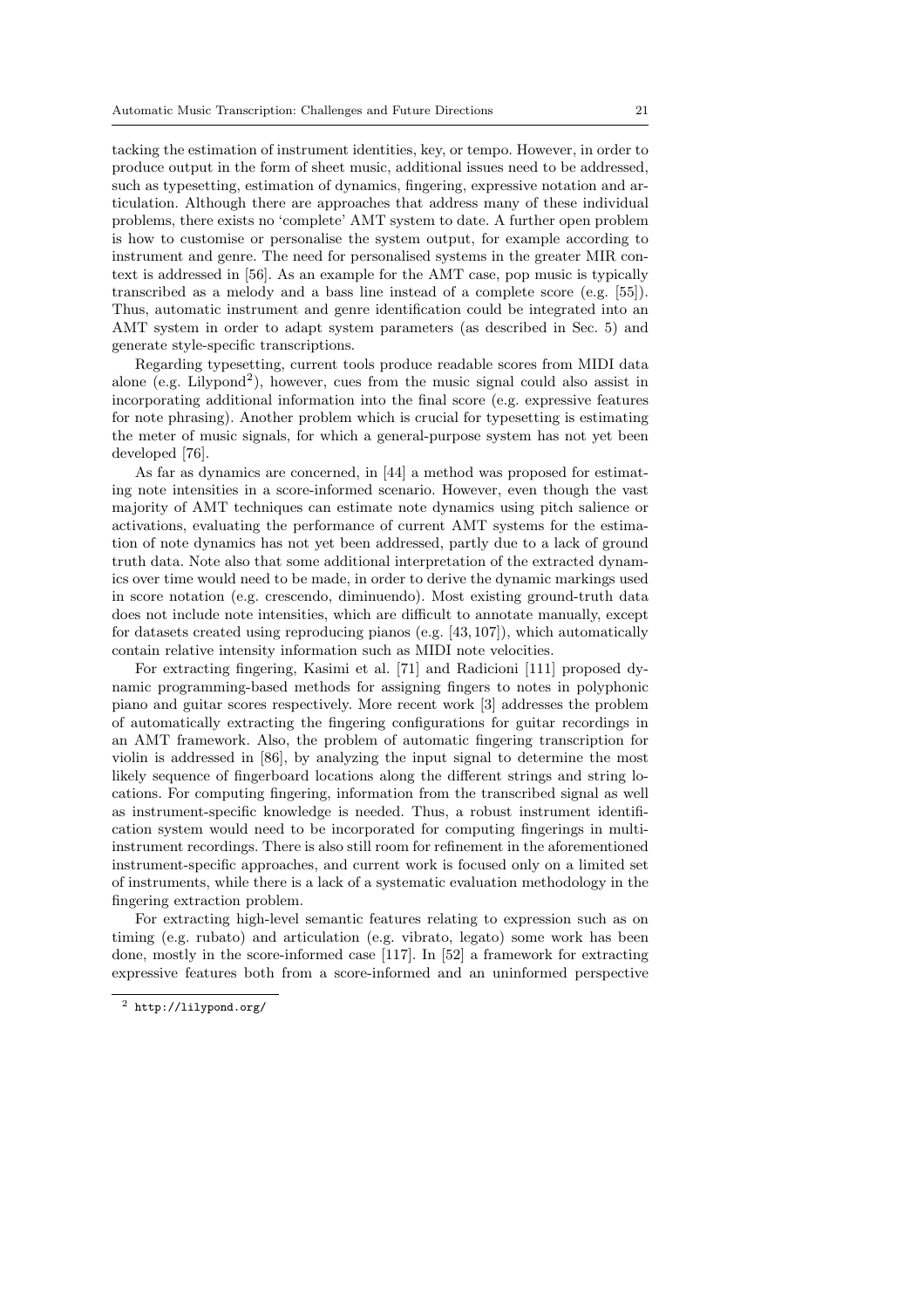tacking the estimation of instrument identities, key, or tempo. However, in order to produce output in the form of sheet music, additional issues need to be addressed, such as typesetting, estimation of dynamics, fingering, expressive notation and articulation. Although there are approaches that address many of these individual problems, there exists no 'complete' AMT system to date. A further open problem is how to customise or personalise the system output, for example according to instrument and genre. The need for personalised systems in the greater MIR context is addressed in [56]. As an example for the AMT case, pop music is typically transcribed as a melody and a bass line instead of a complete score (e.g. [55]). Thus, automatic instrument and genre identification could be integrated into an AMT system in order to adapt system parameters (as described in Sec. 5) and generate style-specific transcriptions.

Regarding typesetting, current tools produce readable scores from MIDI data alone (e.g. Lilypond[2]), however, cues from the music signal could also assist in incorporating additional information into the final score (e.g. expressive features for note phrasing). Another problem which is crucial for typesetting is estimating the meter of music signals, for which a general-purpose system has not yet been developed [76].

As far as dynamics are concerned, in [44] a method was proposed for estimating note intensities in a score-informed scenario. However, even though the vast majority of AMT techniques can estimate note dynamics using pitch salience or activations, evaluating the performance of current AMT systems for the estimation of note dynamics has not yet been addressed, partly due to a lack of ground truth data. Note also that some additional interpretation of the extracted dynamics over time would need to be made, in order to derive the dynamic markings used in score notation (e.g. crescendo, diminuendo). Most existing ground-truth data does not include note intensities, which are difficult to annotate manually, except for datasets created using reproducing pianos (e.g. [43, 107]), which automatically contain relative intensity information such as MIDI note velocities.

For extracting fingering, Kasimi et al. [71] and Radicioni [111] proposed dynamic programming-based methods for assigning fingers to notes in polyphonic piano and guitar scores respectively. More recent work [3] addresses the problem of automatically extracting the fingering configurations for guitar recordings in an AMT framework. Also, the problem of automatic fingering transcription for violin is addressed in [86], by analyzing the input signal to determine the most likely sequence of fingerboard locations along the different strings and string locations. For computing fingering, information from the transcribed signal as well as instrument-specific knowledge is needed. Thus, a robust instrument identification system would need to be incorporated for computing fingerings in multi-instrument recordings. There is also still room for refinement in the aforementioned instrument-specific approaches, and current work is focused only on a limited set of instruments, while there is a lack of a systematic evaluation methodology in the fingering extraction problem.

For extracting high-level semantic features relating to expression such as on timing (e.g. rubato) and articulation (e.g. vibrato, legato) some work has been done, mostly in the score-informed case [117]. In [52] a framework for extracting expressive features both from a score-informed and an uninformed perspective

[2] http://lilypond.org/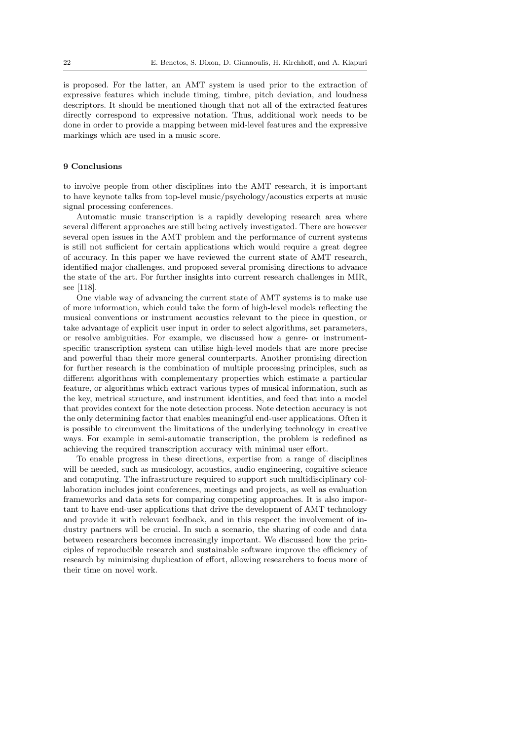is proposed. For the latter, an AMT system is used prior to the extraction of expressive features which include timing, timbre, pitch deviation, and loudness descriptors. It should be mentioned though that not all of the extracted features directly correspond to expressive notation. Thus, additional work needs to be done in order to provide a mapping between mid-level features and the expressive markings which are used in a music score.

## 9 Conclusions

to involve people from other disciplines into the AMT research, it is important to have keynote talks from top-level music/psychology/acoustics experts at music signal processing conferences.

Automatic music transcription is a rapidly developing research area where several different approaches are still being actively investigated. There are however several open issues in the AMT problem and the performance of current systems is still not sufficient for certain applications which would require a great degree of accuracy. In this paper we have reviewed the current state of AMT research, identified major challenges, and proposed several promising directions to advance the state of the art. For further insights into current research challenges in MIR, see [118].

One viable way of advancing the current state of AMT systems is to make use of more information, which could take the form of high-level models reflecting the musical conventions or instrument acoustics relevant to the piece in question, or take advantage of explicit user input in order to select algorithms, set parameters, or resolve ambiguities. For example, we discussed how a genre- or instrument-specific transcription system can utilise high-level models that are more precise and powerful than their more general counterparts. Another promising direction for further research is the combination of multiple processing principles, such as different algorithms with complementary properties which estimate a particular feature, or algorithms which extract various types of musical information, such as the key, metrical structure, and instrument identities, and feed that into a model that provides context for the note detection process. Note detection accuracy is not the only determining factor that enables meaningful end-user applications. Often it is possible to circumvent the limitations of the underlying technology in creative ways. For example in semi-automatic transcription, the problem is redefined as achieving the required transcription accuracy with minimal user effort.

To enable progress in these directions, expertise from a range of disciplines will be needed, such as musicology, acoustics, audio engineering, cognitive science and computing. The infrastructure required to support such multidisciplinary collaboration includes joint conferences, meetings and projects, as well as evaluation frameworks and data sets for comparing competing approaches. It is also important to have end-user applications that drive the development of AMT technology and provide it with relevant feedback, and in this respect the involvement of industry partners will be crucial. In such a scenario, the sharing of code and data between researchers becomes increasingly important. We discussed how the principles of reproducible research and sustainable software improve the efficiency of research by minimising duplication of effort, allowing researchers to focus more of their time on novel work.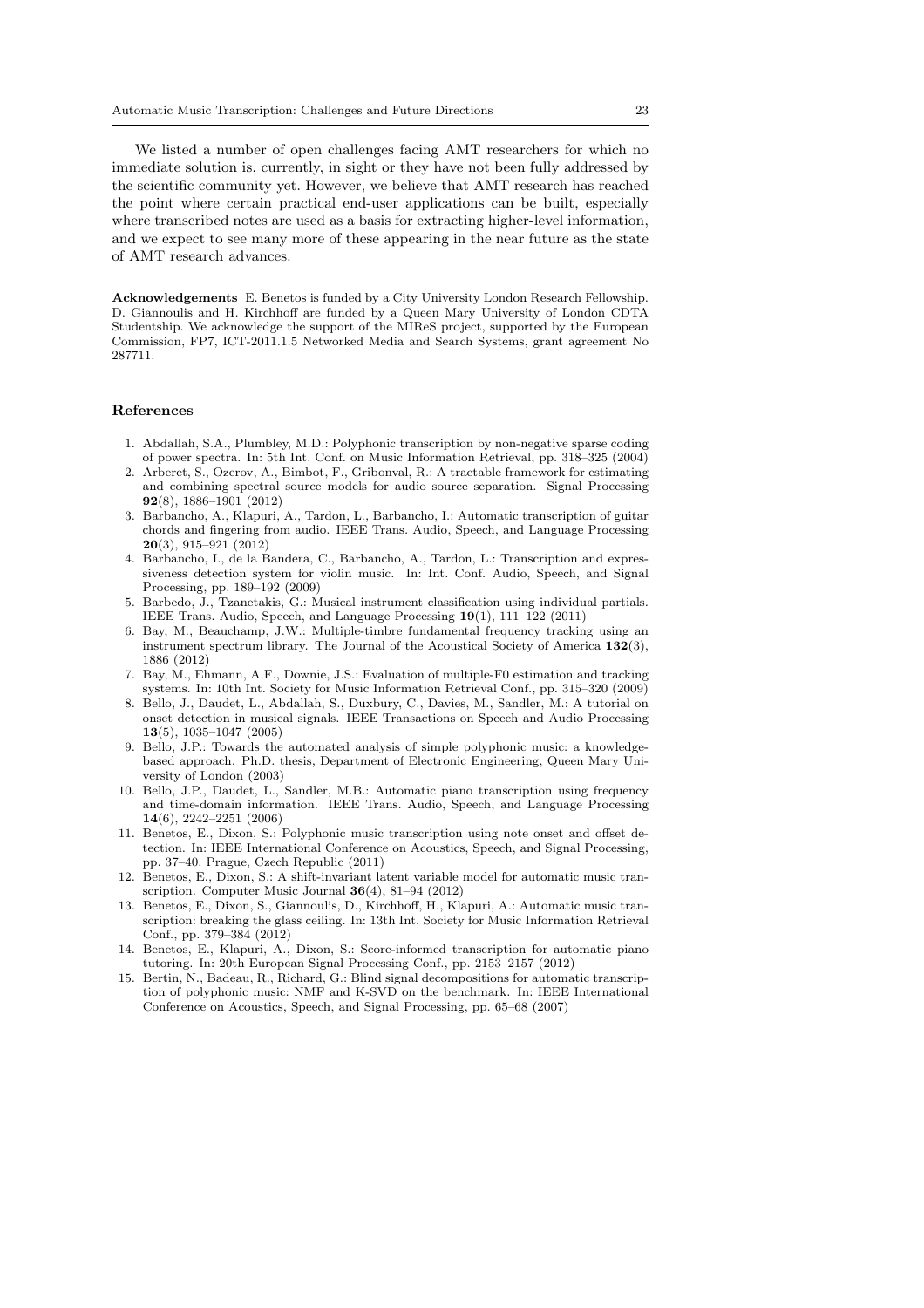We listed a number of open challenges facing AMT researchers for which no immediate solution is, currently, in sight or they have not been fully addressed by the scientific community yet. However, we believe that AMT research has reached the point where certain practical end-user applications can be built, especially where transcribed notes are used as a basis for extracting higher-level information, and we expect to see many more of these appearing in the near future as the state of AMT research advances.

**Acknowledgements** E. Benetos is funded by a City University London Research Fellowship. D. Giannoulis and H. Kirchhoff are funded by a Queen Mary University of London CDTA Studentship. We acknowledge the support of the MIReS project, supported by the European Commission, FP7, ICT-2011.1.5 Networked Media and Search Systems, grant agreement No 287711.

## References

1. Abdallah, S.A., Plumbley, M.D.: Polyphonic transcription by non-negative sparse coding of power spectra. In: 5th Int. Conf. on Music Information Retrieval, pp. 318–325 (2004)
2. Arberet, S., Ozerov, A., Bimbot, F., Gribonval, R.: A tractable framework for estimating and combining spectral source models for audio source separation. Signal Processing **92**(8), 1886–1901 (2012)
3. Barbancho, A., Klapuri, A., Tardon, L., Barbancho, I.: Automatic transcription of guitar chords and fingering from audio. IEEE Trans. Audio, Speech, and Language Processing **20**(3), 915–921 (2012)
4. Barbancho, I., de la Bandera, C., Barbancho, A., Tardon, L.: Transcription and expressiveness detection system for violin music. In: Int. Conf. Audio, Speech, and Signal Processing, pp. 189–192 (2009)
5. Barbedo, J., Tzanetakis, G.: Musical instrument classification using individual partials. IEEE Trans. Audio, Speech, and Language Processing **19**(1), 111–122 (2011)
6. Bay, M., Beauchamp, J.W.: Multiple-timbre fundamental frequency tracking using an instrument spectrum library. The Journal of the Acoustical Society of America **132**(3), 1886 (2012)
7. Bay, M., Ehmann, A.F., Downie, J.S.: Evaluation of multiple-F0 estimation and tracking systems. In: 10th Int. Society for Music Information Retrieval Conf., pp. 315–320 (2009)
8. Bello, J., Daudet, L., Abdallah, S., Duxbury, C., Davies, M., Sandler, M.: A tutorial on onset detection in musical signals. IEEE Transactions on Speech and Audio Processing **13**(5), 1035–1047 (2005)
9. Bello, J.P.: Towards the automated analysis of simple polyphonic music: a knowledge-based approach. Ph.D. thesis, Department of Electronic Engineering, Queen Mary University of London (2003)
10. Bello, J.P., Daudet, L., Sandler, M.B.: Automatic piano transcription using frequency and time-domain information. IEEE Trans. Audio, Speech, and Language Processing **14**(6), 2242–2251 (2006)
11. Benetos, E., Dixon, S.: Polyphonic music transcription using note onset and offset detection. In: IEEE International Conference on Acoustics, Speech, and Signal Processing, pp. 37–40. Prague, Czech Republic (2011)
12. Benetos, E., Dixon, S.: A shift-invariant latent variable model for automatic music transcription. Computer Music Journal **36**(4), 81–94 (2012)
13. Benetos, E., Dixon, S., Giannoulis, D., Kirchhoff, H., Klapuri, A.: Automatic music transcription: breaking the glass ceiling. In: 13th Int. Society for Music Information Retrieval Conf., pp. 379–384 (2012)
14. Benetos, E., Klapuri, A., Dixon, S.: Score-informed transcription for automatic piano tutoring. In: 20th European Signal Processing Conf., pp. 2153–2157 (2012)
15. Bertin, N., Badeau, R., Richard, G.: Blind signal decompositions for automatic transcription of polyphonic music: NMF and K-SVD on the benchmark. In: IEEE International Conference on Acoustics, Speech, and Signal Processing, pp. 65–68 (2007)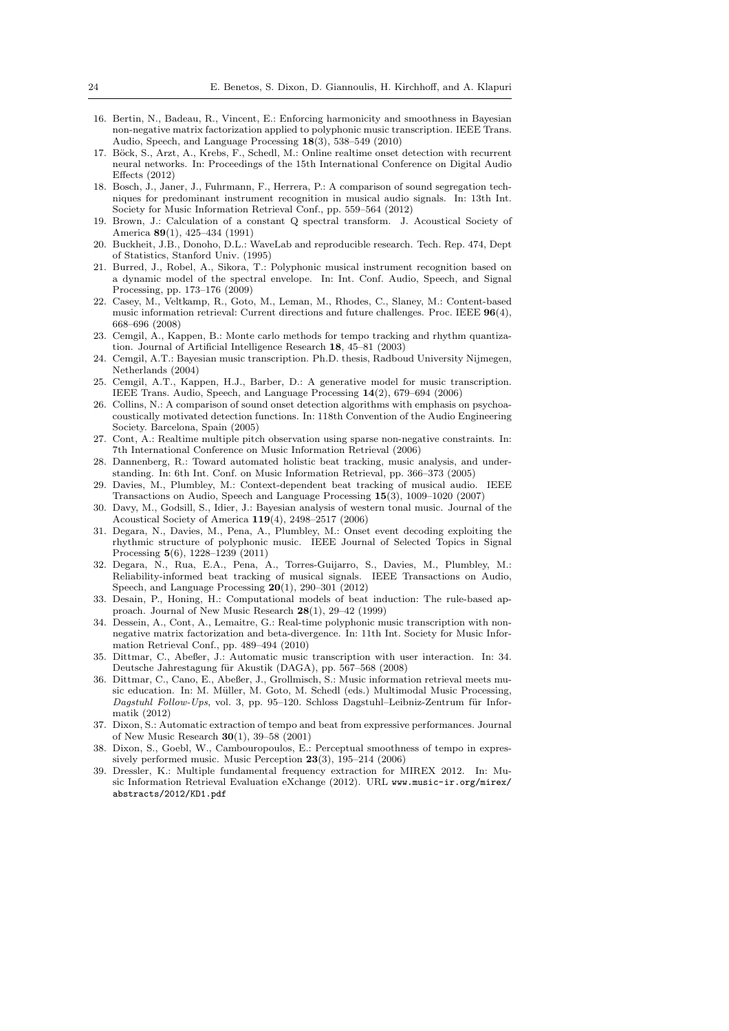16. Bertin, N., Badeau, R., Vincent, E.: Enforcing harmonicity and smoothness in Bayesian non-negative matrix factorization applied to polyphonic music transcription. IEEE Trans. Audio, Speech, and Language Processing **18**(3), 538–549 (2010)
17. Böck, S., Arzt, A., Krebs, F., Schedl, M.: Online realtime onset detection with recurrent neural networks. In: Proceedings of the 15th International Conference on Digital Audio Effects (2012)
18. Bosch, J., Janer, J., Fuhrmann, F., Herrera, P.: A comparison of sound segregation techniques for predominant instrument recognition in musical audio signals. In: 13th Int. Society for Music Information Retrieval Conf., pp. 559–564 (2012)
19. Brown, J.: Calculation of a constant Q spectral transform. J. Acoustical Society of America **89**(1), 425–434 (1991)
20. Buckheit, J.B., Donoho, D.L.: WaveLab and reproducible research. Tech. Rep. 474, Dept of Statistics, Stanford Univ. (1995)
21. Burred, J., Robel, A., Sikora, T.: Polyphonic musical instrument recognition based on a dynamic model of the spectral envelope. In: Int. Conf. Audio, Speech, and Signal Processing, pp. 173–176 (2009)
22. Casey, M., Veltkamp, R., Goto, M., Leman, M., Rhodes, C., Slaney, M.: Content-based music information retrieval: Current directions and future challenges. Proc. IEEE **96**(4), 668–696 (2008)
23. Cemgil, A., Kappen, B.: Monte carlo methods for tempo tracking and rhythm quantization. Journal of Artificial Intelligence Research **18**, 45–81 (2003)
24. Cemgil, A.T.: Bayesian music transcription. Ph.D. thesis, Radboud University Nijmegen, Netherlands (2004)
25. Cemgil, A.T., Kappen, H.J., Barber, D.: A generative model for music transcription. IEEE Trans. Audio, Speech, and Language Processing **14**(2), 679–694 (2006)
26. Collins, N.: A comparison of sound onset detection algorithms with emphasis on psychoacoustically motivated detection functions. In: 118th Convention of the Audio Engineering Society. Barcelona, Spain (2005)
27. Cont, A.: Realtime multiple pitch observation using sparse non-negative constraints. In: 7th International Conference on Music Information Retrieval (2006)
28. Dannenberg, R.: Toward automated holistic beat tracking, music analysis, and understanding. In: 6th Int. Conf. on Music Information Retrieval, pp. 366–373 (2005)
29. Davies, M., Plumbley, M.: Context-dependent beat tracking of musical audio. IEEE Transactions on Audio, Speech and Language Processing **15**(3), 1009–1020 (2007)
30. Davy, M., Godsill, S., Idier, J.: Bayesian analysis of western tonal music. Journal of the Acoustical Society of America **119**(4), 2498–2517 (2006)
31. Degara, N., Davies, M., Pena, A., Plumbley, M.: Onset event decoding exploiting the rhythmic structure of polyphonic music. IEEE Journal of Selected Topics in Signal Processing **5**(6), 1228–1239 (2011)
32. Degara, N., Rua, E.A., Pena, A., Torres-Guijarro, S., Davies, M., Plumbley, M.: Reliability-informed beat tracking of musical signals. IEEE Transactions on Audio, Speech, and Language Processing **20**(1), 290–301 (2012)
33. Desain, P., Honing, H.: Computational models of beat induction: The rule-based approach. Journal of New Music Research **28**(1), 29–42 (1999)
34. Dessein, A., Cont, A., Lemaitre, G.: Real-time polyphonic music transcription with non-negative matrix factorization and beta-divergence. In: 11th Int. Society for Music Information Retrieval Conf., pp. 489–494 (2010)
35. Dittmar, C., Abeßer, J.: Automatic music transcription with user interaction. In: 34. Deutsche Jahrestagung für Akustik (DAGA), pp. 567–568 (2008)
36. Dittmar, C., Cano, E., Abeßer, J., Grollmisch, S.: Music information retrieval meets music education. In: M. Müller, M. Goto, M. Schedl (eds.) Multimodal Music Processing, *Dagstuhl Follow-Ups*, vol. 3, pp. 95–120. Schloss Dagstuhl–Leibniz-Zentrum für Informatik (2012)
37. Dixon, S.: Automatic extraction of tempo and beat from expressive performances. Journal of New Music Research **30**(1), 39–58 (2001)
38. Dixon, S., Goebl, W., Cambouropoulos, E.: Perceptual smoothness of tempo in expressively performed music. Music Perception **23**(3), 195–214 (2006)
39. Dressler, K.: Multiple fundamental frequency extraction for MIREX 2012. In: Music Information Retrieval Evaluation eXchange (2012). URL www.music-ir.org/mirex/abstracts/2012/KD1.pdf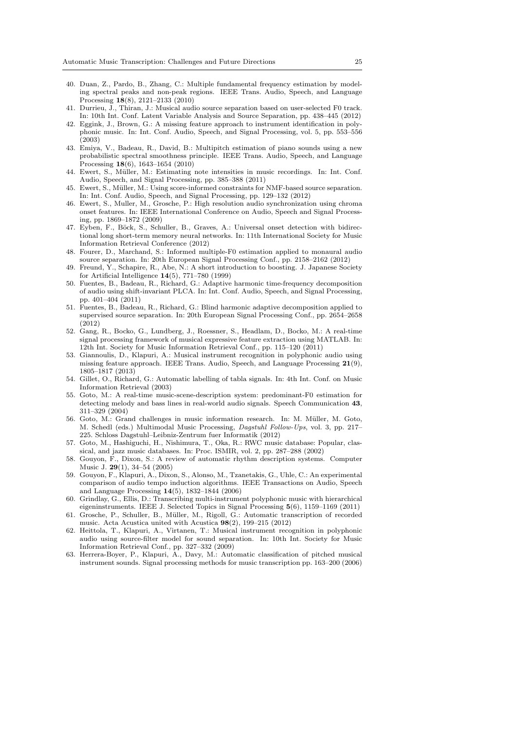40. Duan, Z., Pardo, B., Zhang, C.: Multiple fundamental frequency estimation by modeling spectral peaks and non-peak regions. IEEE Trans. Audio, Speech, and Language Processing **18**(8), 2121–2133 (2010)
41. Durrieu, J., Thiran, J.: Musical audio source separation based on user-selected F0 track. In: 10th Int. Conf. Latent Variable Analysis and Source Separation, pp. 438–445 (2012)
42. Eggink, J., Brown, G.: A missing feature approach to instrument identification in polyphonic music. In: Int. Conf. Audio, Speech, and Signal Processing, vol. 5, pp. 553–556 (2003)
43. Emiya, V., Badeau, R., David, B.: Multipitch estimation of piano sounds using a new probabilistic spectral smoothness principle. IEEE Trans. Audio, Speech, and Language Processing **18**(6), 1643–1654 (2010)
44. Ewert, S., Müller, M.: Estimating note intensities in music recordings. In: Int. Conf. Audio, Speech, and Signal Processing, pp. 385–388 (2011)
45. Ewert, S., Müller, M.: Using score-informed constraints for NMF-based source separation. In: Int. Conf. Audio, Speech, and Signal Processing, pp. 129–132 (2012)
46. Ewert, S., Muller, M., Grosche, P.: High resolution audio synchronization using chroma onset features. In: IEEE International Conference on Audio, Speech and Signal Processing, pp. 1869–1872 (2009)
47. Eyben, F., Böck, S., Schuller, B., Graves, A.: Universal onset detection with bidirectional long short-term memory neural networks. In: 11th International Society for Music Information Retrieval Conference (2012)
48. Fourer, D., Marchand, S.: Informed multiple-F0 estimation applied to monaural audio source separation. In: 20th European Signal Processing Conf., pp. 2158–2162 (2012)
49. Freund, Y., Schapire, R., Abe, N.: A short introduction to boosting. J. Japanese Society for Artificial Intelligence **14**(5), 771–780 (1999)
50. Fuentes, B., Badeau, R., Richard, G.: Adaptive harmonic time-frequency decomposition of audio using shift-invariant PLCA. In: Int. Conf. Audio, Speech, and Signal Processing, pp. 401–404 (2011)
51. Fuentes, B., Badeau, R., Richard, G.: Blind harmonic adaptive decomposition applied to supervised source separation. In: 20th European Signal Processing Conf., pp. 2654–2658 (2012)
52. Gang, R., Bocko, G., Lundberg, J., Roessner, S., Headlam, D., Bocko, M.: A real-time signal processing framework of musical expressive feature extraction using MATLAB. In: 12th Int. Society for Music Information Retrieval Conf., pp. 115–120 (2011)
53. Giannoulis, D., Klapuri, A.: Musical instrument recognition in polyphonic audio using missing feature approach. IEEE Trans. Audio, Speech, and Language Processing **21**(9), 1805–1817 (2013)
54. Gillet, O., Richard, G.: Automatic labelling of tabla signals. In: 4th Int. Conf. on Music Information Retrieval (2003)
55. Goto, M.: A real-time music-scene-description system: predominant-F0 estimation for detecting melody and bass lines in real-world audio signals. Speech Communication **43**, 311–329 (2004)
56. Goto, M.: Grand challenges in music information research. In: M. Müller, M. Goto, M. Schedl (eds.) Multimodal Music Processing, *Dagstuhl Follow-Ups*, vol. 3, pp. 217–225. Schloss Dagstuhl–Leibniz-Zentrum fuer Informatik (2012)
57. Goto, M., Hashiguchi, H., Nishimura, T., Oka, R.: RWC music database: Popular, classical, and jazz music databases. In: Proc. ISMIR, vol. 2, pp. 287–288 (2002)
58. Gouyon, F., Dixon, S.: A review of automatic rhythm description systems. Computer Music J. **29**(1), 34–54 (2005)
59. Gouyon, F., Klapuri, A., Dixon, S., Alonso, M., Tzanetakis, G., Uhle, C.: An experimental comparison of audio tempo induction algorithms. IEEE Transactions on Audio, Speech and Language Processing **14**(5), 1832–1844 (2006)
60. Grindlay, G., Ellis, D.: Transcribing multi-instrument polyphonic music with hierarchical eigeninstruments. IEEE J. Selected Topics in Signal Processing **5**(6), 1159–1169 (2011)
61. Grosche, P., Schuller, B., Müller, M., Rigoll, G.: Automatic transcription of recorded music. Acta Acustica united with Acustica **98**(2), 199–215 (2012)
62. Heittola, T., Klapuri, A., Virtanen, T.: Musical instrument recognition in polyphonic audio using source-filter model for sound separation. In: 10th Int. Society for Music Information Retrieval Conf., pp. 327–332 (2009)
63. Herrera-Boyer, P., Klapuri, A., Davy, M.: Automatic classification of pitched musical instrument sounds. Signal processing methods for music transcription pp. 163–200 (2006)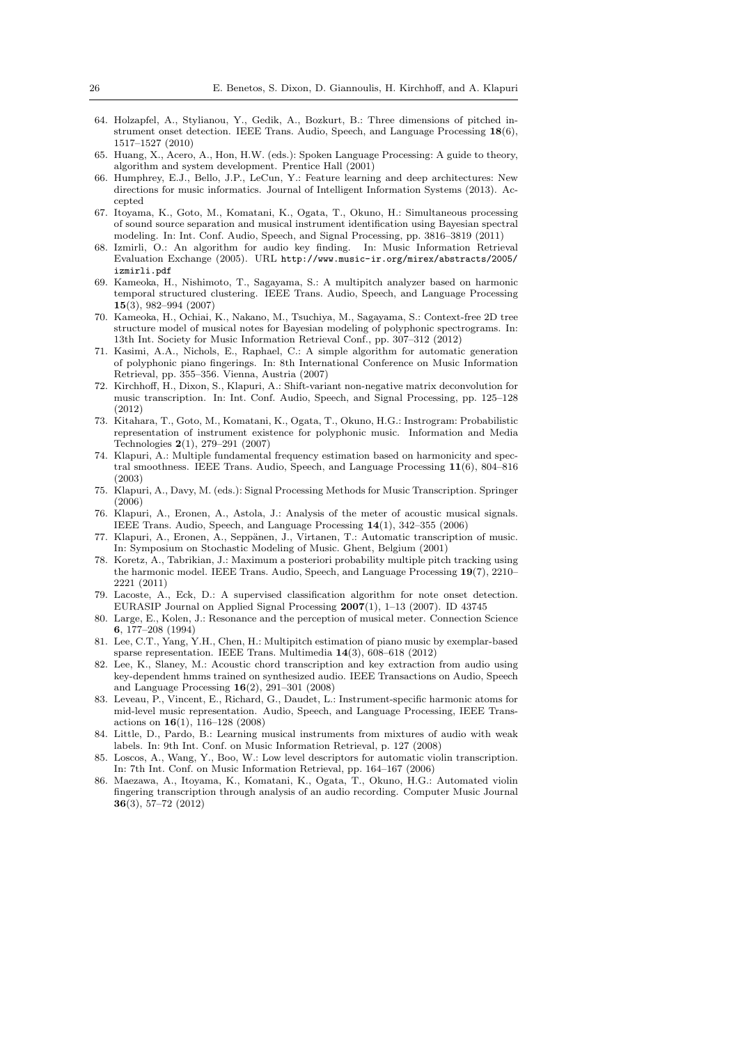64. Holzapfel, A., Stylianou, Y., Gedik, A., Bozkurt, B.: Three dimensions of pitched instrument onset detection. IEEE Trans. Audio, Speech, and Language Processing **18**(6), 1517–1527 (2010)
65. Huang, X., Acero, A., Hon, H.W. (eds.): Spoken Language Processing: A guide to theory, algorithm and system development. Prentice Hall (2001)
66. Humphrey, E.J., Bello, J.P., LeCun, Y.: Feature learning and deep architectures: New directions for music informatics. Journal of Intelligent Information Systems (2013). Accepted
67. Itoyama, K., Goto, M., Komatani, K., Ogata, T., Okuno, H.: Simultaneous processing of sound source separation and musical instrument identification using Bayesian spectral modeling. In: Int. Conf. Audio, Speech, and Signal Processing, pp. 3816–3819 (2011)
68. Izmirli, O.: An algorithm for audio key finding. In: Music Information Retrieval Evaluation Exchange (2005). URL `http://www.music-ir.org/mirex/abstracts/2005/izmirli.pdf`
69. Kameoka, H., Nishimoto, T., Sagayama, S.: A multipitch analyzer based on harmonic temporal structured clustering. IEEE Trans. Audio, Speech, and Language Processing **15**(3), 982–994 (2007)
70. Kameoka, H., Ochiai, K., Nakano, M., Tsuchiya, M., Sagayama, S.: Context-free 2D tree structure model of musical notes for Bayesian modeling of polyphonic spectrograms. In: 13th Int. Society for Music Information Retrieval Conf., pp. 307–312 (2012)
71. Kasimi, A.A., Nichols, E., Raphael, C.: A simple algorithm for automatic generation of polyphonic piano fingerings. In: 8th International Conference on Music Information Retrieval, pp. 355–356. Vienna, Austria (2007)
72. Kirchhoff, H., Dixon, S., Klapuri, A.: Shift-variant non-negative matrix deconvolution for music transcription. In: Int. Conf. Audio, Speech, and Signal Processing, pp. 125–128 (2012)
73. Kitahara, T., Goto, M., Komatani, K., Ogata, T., Okuno, H.G.: Instrogram: Probabilistic representation of instrument existence for polyphonic music. Information and Media Technologies **2**(1), 279–291 (2007)
74. Klapuri, A.: Multiple fundamental frequency estimation based on harmonicity and spectral smoothness. IEEE Trans. Audio, Speech, and Language Processing **11**(6), 804–816 (2003)
75. Klapuri, A., Davy, M. (eds.): Signal Processing Methods for Music Transcription. Springer (2006)
76. Klapuri, A., Eronen, A., Astola, J.: Analysis of the meter of acoustic musical signals. IEEE Trans. Audio, Speech, and Language Processing **14**(1), 342–355 (2006)
77. Klapuri, A., Eronen, A., Seppänen, J., Virtanen, T.: Automatic transcription of music. In: Symposium on Stochastic Modeling of Music. Ghent, Belgium (2001)
78. Koretz, A., Tabrikian, J.: Maximum a posteriori probability multiple pitch tracking using the harmonic model. IEEE Trans. Audio, Speech, and Language Processing **19**(7), 2210–2221 (2011)
79. Lacoste, A., Eck, D.: A supervised classification algorithm for note onset detection. EURASIP Journal on Applied Signal Processing **2007**(1), 1–13 (2007). ID 43745
80. Large, E., Kolen, J.: Resonance and the perception of musical meter. Connection Science **6**, 177–208 (1994)
81. Lee, C.T., Yang, Y.H., Chen, H.: Multipitch estimation of piano music by exemplar-based sparse representation. IEEE Trans. Multimedia **14**(3), 608–618 (2012)
82. Lee, K., Slaney, M.: Acoustic chord transcription and key extraction from audio using key-dependent hmms trained on synthesized audio. IEEE Transactions on Audio, Speech and Language Processing **16**(2), 291–301 (2008)
83. Leveau, P., Vincent, E., Richard, G., Daudet, L.: Instrument-specific harmonic atoms for mid-level music representation. Audio, Speech, and Language Processing, IEEE Transactions on **16**(1), 116–128 (2008)
84. Little, D., Pardo, B.: Learning musical instruments from mixtures of audio with weak labels. In: 9th Int. Conf. on Music Information Retrieval, p. 127 (2008)
85. Loscos, A., Wang, Y., Boo, W.: Low level descriptors for automatic violin transcription. In: 7th Int. Conf. on Music Information Retrieval, pp. 164–167 (2006)
86. Maezawa, A., Itoyama, K., Komatani, K., Ogata, T., Okuno, H.G.: Automated violin fingering transcription through analysis of an audio recording. Computer Music Journal **36**(3), 57–72 (2012)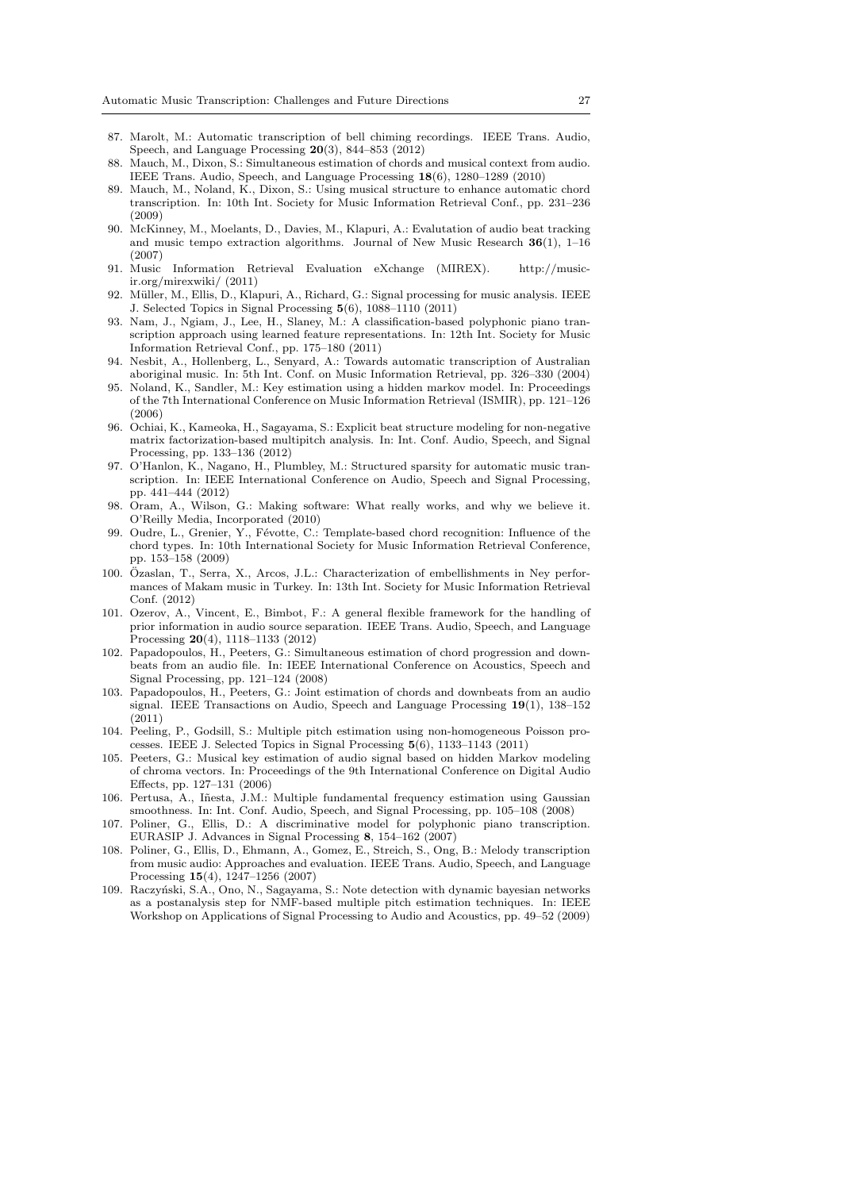87. Marolt, M.: Automatic transcription of bell chiming recordings. IEEE Trans. Audio, Speech, and Language Processing **20**(3), 844–853 (2012)
88. Mauch, M., Dixon, S.: Simultaneous estimation of chords and musical context from audio. IEEE Trans. Audio, Speech, and Language Processing **18**(6), 1280–1289 (2010)
89. Mauch, M., Noland, K., Dixon, S.: Using musical structure to enhance automatic chord transcription. In: 10th Int. Society for Music Information Retrieval Conf., pp. 231–236 (2009)
90. McKinney, M., Moelants, D., Davies, M., Klapuri, A.: Evalutation of audio beat tracking and music tempo extraction algorithms. Journal of New Music Research **36**(1), 1–16 (2007)
91. Music Information Retrieval Evaluation eXchange (MIREX). http://music-ir.org/mirexwiki/ (2011)
92. Müller, M., Ellis, D., Klapuri, A., Richard, G.: Signal processing for music analysis. IEEE J. Selected Topics in Signal Processing **5**(6), 1088–1110 (2011)
93. Nam, J., Ngiam, J., Lee, H., Slaney, M.: A classification-based polyphonic piano transcription approach using learned feature representations. In: 12th Int. Society for Music Information Retrieval Conf., pp. 175–180 (2011)
94. Nesbit, A., Hollenberg, L., Senyard, A.: Towards automatic transcription of Australian aboriginal music. In: 5th Int. Conf. on Music Information Retrieval, pp. 326–330 (2004)
95. Noland, K., Sandler, M.: Key estimation using a hidden markov model. In: Proceedings of the 7th International Conference on Music Information Retrieval (ISMIR), pp. 121–126 (2006)
96. Ochiai, K., Kameoka, H., Sagayama, S.: Explicit beat structure modeling for non-negative matrix factorization-based multipitch analysis. In: Int. Conf. Audio, Speech, and Signal Processing, pp. 133–136 (2012)
97. O'Hanlon, K., Nagano, H., Plumbley, M.: Structured sparsity for automatic music transcription. In: IEEE International Conference on Audio, Speech and Signal Processing, pp. 441–444 (2012)
98. Oram, A., Wilson, G.: Making software: What really works, and why we believe it. O'Reilly Media, Incorporated (2010)
99. Oudre, L., Grenier, Y., Févotte, C.: Template-based chord recognition: Influence of the chord types. In: 10th International Society for Music Information Retrieval Conference, pp. 153–158 (2009)
100. Özaslan, T., Serra, X., Arcos, J.L.: Characterization of embellishments in Ney performances of Makam music in Turkey. In: 13th Int. Society for Music Information Retrieval Conf. (2012)
101. Ozerov, A., Vincent, E., Bimbot, F.: A general flexible framework for the handling of prior information in audio source separation. IEEE Trans. Audio, Speech, and Language Processing **20**(4), 1118–1133 (2012)
102. Papadopoulos, H., Peeters, G.: Simultaneous estimation of chord progression and downbeats from an audio file. In: IEEE International Conference on Acoustics, Speech and Signal Processing, pp. 121–124 (2008)
103. Papadopoulos, H., Peeters, G.: Joint estimation of chords and downbeats from an audio signal. IEEE Transactions on Audio, Speech and Language Processing **19**(1), 138–152 (2011)
104. Peeling, P., Godsill, S.: Multiple pitch estimation using non-homogeneous Poisson processes. IEEE J. Selected Topics in Signal Processing **5**(6), 1133–1143 (2011)
105. Peeters, G.: Musical key estimation of audio signal based on hidden Markov modeling of chroma vectors. In: Proceedings of the 9th International Conference on Digital Audio Effects, pp. 127–131 (2006)
106. Pertusa, A., Iñesta, J.M.: Multiple fundamental frequency estimation using Gaussian smoothness. In: Int. Conf. Audio, Speech, and Signal Processing, pp. 105–108 (2008)
107. Poliner, G., Ellis, D.: A discriminative model for polyphonic piano transcription. EURASIP J. Advances in Signal Processing **8**, 154–162 (2007)
108. Poliner, G., Ellis, D., Ehmann, A., Gomez, E., Streich, S., Ong, B.: Melody transcription from music audio: Approaches and evaluation. IEEE Trans. Audio, Speech, and Language Processing **15**(4), 1247–1256 (2007)
109. Raczyński, S.A., Ono, N., Sagayama, S.: Note detection with dynamic bayesian networks as a postanalysis step for NMF-based multiple pitch estimation techniques. In: IEEE Workshop on Applications of Signal Processing to Audio and Acoustics, pp. 49–52 (2009)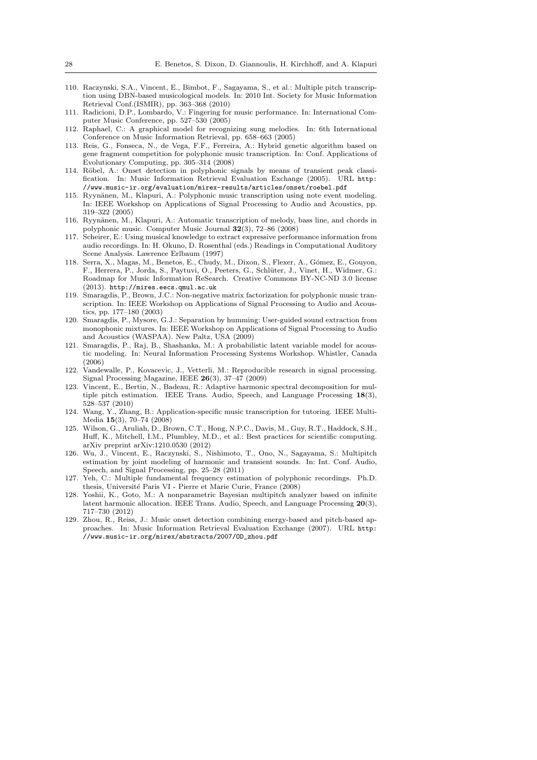110. Raczynski, S.A., Vincent, E., Bimbot, F., Sagayama, S., et al.: Multiple pitch transcription using DBN-based musicological models. In: 2010 Int. Society for Music Information Retrieval Conf.(ISMIR), pp. 363–368 (2010)
111. Radicioni, D.P., Lombardo, V.: Fingering for music performance. In: International Computer Music Conference, pp. 527–530 (2005)
112. Raphael, C.: A graphical model for recognizing sung melodies. In: 6th International Conference on Music Information Retrieval, pp. 658–663 (2005)
113. Reis, G., Fonseca, N., de Vega, F.F., Ferreira, A.: Hybrid genetic algorithm based on gene fragment competition for polyphonic music transcription. In: Conf. Applications of Evolutionary Computing, pp. 305–314 (2008)
114. Röbel, A.: Onset detection in polyphonic signals by means of transient peak classification. In: Music Information Retrieval Evaluation Exchange (2005). URL http://www.music-ir.org/evaluation/mirex-results/articles/onset/roebel.pdf
115. Ryynänen, M., Klapuri, A.: Polyphonic music transcription using note event modeling. In: IEEE Workshop on Applications of Signal Processing to Audio and Acoustics, pp. 319–322 (2005)
116. Ryynänen, M., Klapuri, A.: Automatic transcription of melody, bass line, and chords in polyphonic music. Computer Music Journal **32**(3), 72–86 (2008)
117. Scheirer, E.: Using musical knowledge to extract expressive performance information from audio recordings. In: H. Okuno, D. Rosenthal (eds.) Readings in Computational Auditory Scene Analysis. Lawrence Erlbaum (1997)
118. Serra, X., Magas, M., Benetos, E., Chudy, M., Dixon, S., Flexer, A., Gómez, E., Gouyon, F., Herrera, P., Jorda, S., Paytuvi, O., Peeters, G., Schlüter, J., Vinet, H., Widmer, G.: Roadmap for Music Information ReSearch. Creative Commons BY-NC-ND 3.0 license (2013). http://mires.eecs.qmul.ac.uk
119. Smaragdis, P., Brown, J.C.: Non-negative matrix factorization for polyphonic music transcription. In: IEEE Workshop on Applications of Signal Processing to Audio and Acoustics, pp. 177–180 (2003)
120. Smaragdis, P., Mysore, G.J.: Separation by humming: User-guided sound extraction from monophonic mixtures. In: IEEE Workshop on Applications of Signal Processing to Audio and Acoustics (WASPAA). New Paltz, USA (2009)
121. Smaragdis, P., Raj, B., Shashanka, M.: A probabilistic latent variable model for acoustic modeling. In: Neural Information Processing Systems Workshop. Whistler, Canada (2006)
122. Vandewalle, P., Kovacevic, J., Vetterli, M.: Reproducible research in signal processing. Signal Processing Magazine, IEEE **26**(3), 37–47 (2009)
123. Vincent, E., Bertin, N., Badeau, R.: Adaptive harmonic spectral decomposition for multiple pitch estimation. IEEE Trans. Audio, Speech, and Language Processing **18**(3), 528–537 (2010)
124. Wang, Y., Zhang, B.: Application-specific music transcription for tutoring. IEEE MultiMedia **15**(3), 70–74 (2008)
125. Wilson, G., Aruliah, D., Brown, C.T., Hong, N.P.C., Davis, M., Guy, R.T., Haddock, S.H., Huff, K., Mitchell, I.M., Plumbley, M.D., et al.: Best practices for scientific computing. arXiv preprint arXiv:1210.0530 (2012)
126. Wu, J., Vincent, E., Raczynski, S., Nishimoto, T., Ono, N., Sagayama, S.: Multipitch estimation by joint modeling of harmonic and transient sounds. In: Int. Conf. Audio, Speech, and Signal Processing, pp. 25–28 (2011)
127. Yeh, C.: Multiple fundamental frequency estimation of polyphonic recordings. Ph.D. thesis, Université Paris VI - Pierre et Marie Curie, France (2008)
128. Yoshii, K., Goto, M.: A nonparametric Bayesian multipitch analyzer based on infinite latent harmonic allocation. IEEE Trans. Audio, Speech, and Language Processing **20**(3), 717–730 (2012)
129. Zhou, R., Reiss, J.: Music onset detection combining energy-based and pitch-based approaches. In: Music Information Retrieval Evaluation Exchange (2007). URL http://www.music-ir.org/mirex/abstracts/2007/OD_zhou.pdf